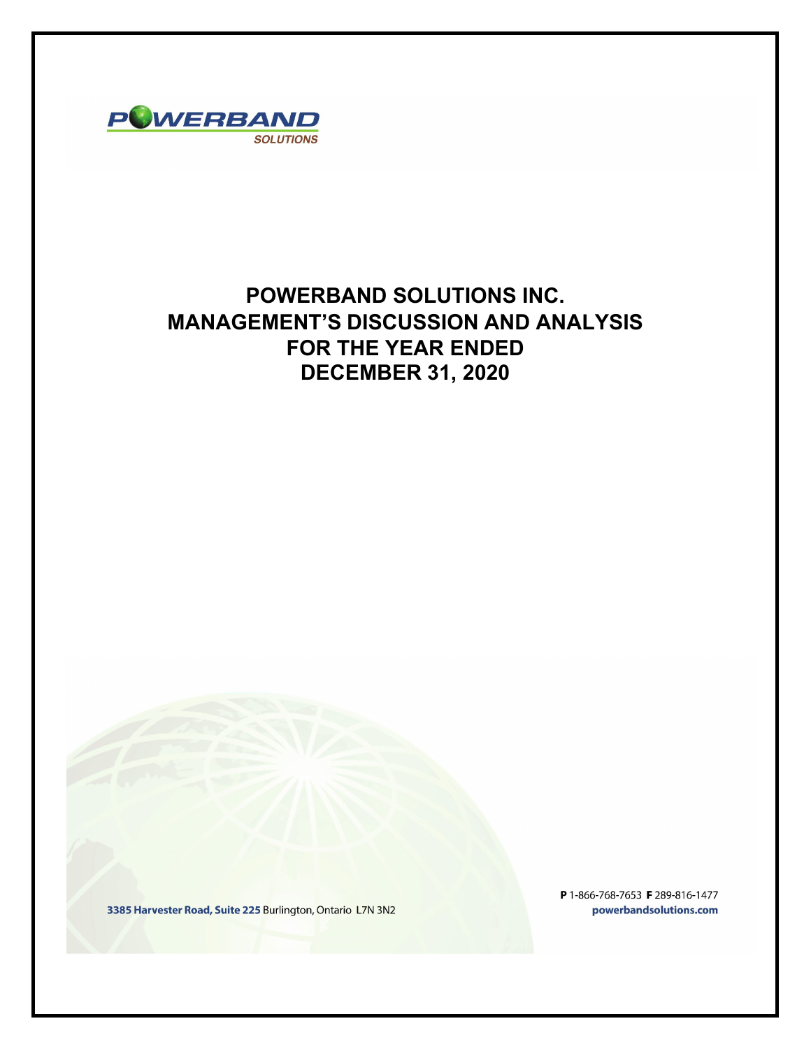POWERBAND SOLUTIONS

# POWERBAND SOLUTIONS INC.
# MANAGEMENT'S DISCUSSION AND ANALYSIS
# FOR THE YEAR ENDED
# DECEMBER 31, 2020

**3385 Harvester Road, Suite 225** Burlington, Ontario L7N 3N2

**P** 1-866-768-7653 **F** 289-816-1477
**powerbandsolutions.com**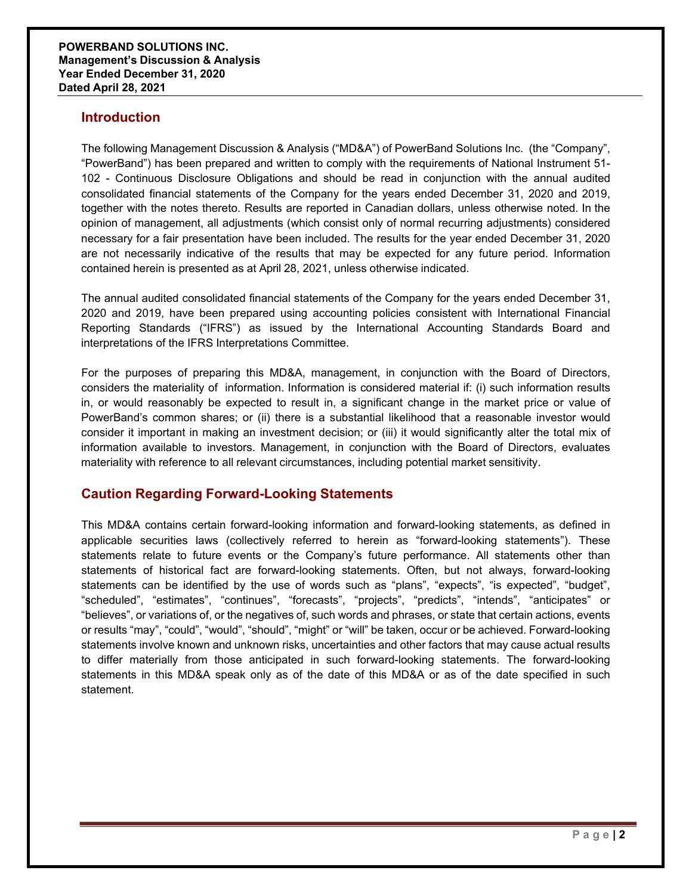## Introduction

The following Management Discussion & Analysis ("MD&A") of PowerBand Solutions Inc. (the "Company", "PowerBand") has been prepared and written to comply with the requirements of National Instrument 51-102 - Continuous Disclosure Obligations and should be read in conjunction with the annual audited consolidated financial statements of the Company for the years ended December 31, 2020 and 2019, together with the notes thereto. Results are reported in Canadian dollars, unless otherwise noted. In the opinion of management, all adjustments (which consist only of normal recurring adjustments) considered necessary for a fair presentation have been included. The results for the year ended December 31, 2020 are not necessarily indicative of the results that may be expected for any future period. Information contained herein is presented as at April 28, 2021, unless otherwise indicated.

The annual audited consolidated financial statements of the Company for the years ended December 31, 2020 and 2019, have been prepared using accounting policies consistent with International Financial Reporting Standards ("IFRS") as issued by the International Accounting Standards Board and interpretations of the IFRS Interpretations Committee.

For the purposes of preparing this MD&A, management, in conjunction with the Board of Directors, considers the materiality of information. Information is considered material if: (i) such information results in, or would reasonably be expected to result in, a significant change in the market price or value of PowerBand's common shares; or (ii) there is a substantial likelihood that a reasonable investor would consider it important in making an investment decision; or (iii) it would significantly alter the total mix of information available to investors. Management, in conjunction with the Board of Directors, evaluates materiality with reference to all relevant circumstances, including potential market sensitivity.

## Caution Regarding Forward-Looking Statements

This MD&A contains certain forward-looking information and forward-looking statements, as defined in applicable securities laws (collectively referred to herein as "forward-looking statements"). These statements relate to future events or the Company's future performance. All statements other than statements of historical fact are forward-looking statements. Often, but not always, forward-looking statements can be identified by the use of words such as "plans", "expects", "is expected", "budget", "scheduled", "estimates", "continues", "forecasts", "projects", "predicts", "intends", "anticipates" or "believes", or variations of, or the negatives of, such words and phrases, or state that certain actions, events or results "may", "could", "would", "should", "might" or "will" be taken, occur or be achieved. Forward-looking statements involve known and unknown risks, uncertainties and other factors that may cause actual results to differ materially from those anticipated in such forward-looking statements. The forward-looking statements in this MD&A speak only as of the date of this MD&A or as of the date specified in such statement.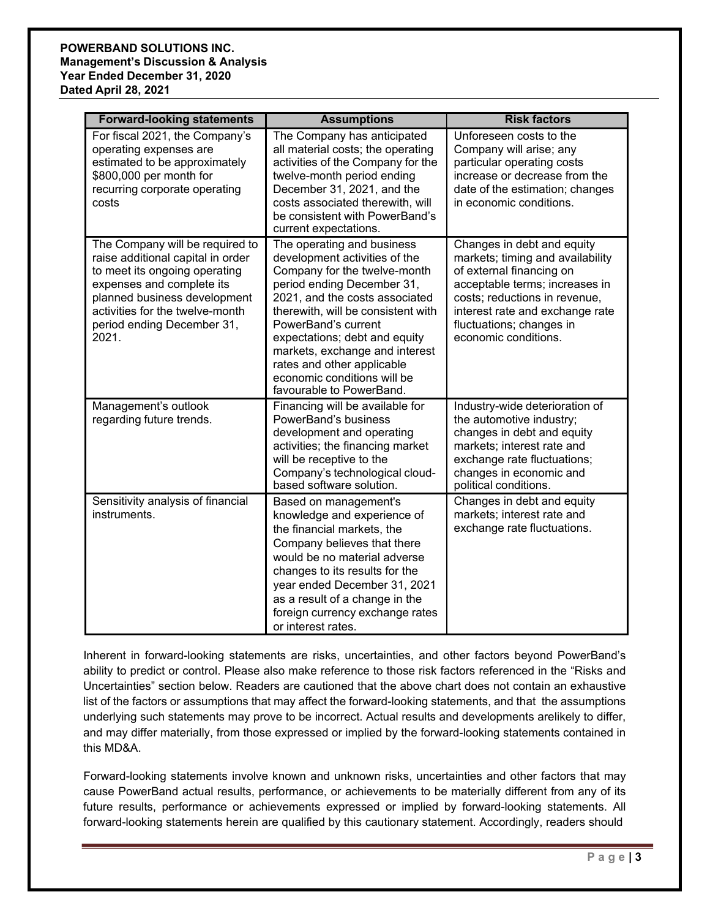| Forward-looking statements | Assumptions | Risk factors |
|---|---|---|
| For fiscal 2021, the Company's operating expenses are estimated to be approximately $800,000 per month for recurring corporate operating costs | The Company has anticipated all material costs; the operating activities of the Company for the twelve-month period ending December 31, 2021, and the costs associated therewith, will be consistent with PowerBand's current expectations. | Unforeseen costs to the Company will arise; any particular operating costs increase or decrease from the date of the estimation; changes in economic conditions. |
| The Company will be required to raise additional capital in order to meet its ongoing operating expenses and complete its planned business development activities for the twelve-month period ending December 31, 2021. | The operating and business development activities of the Company for the twelve-month period ending December 31, 2021, and the costs associated therewith, will be consistent with PowerBand's current expectations; debt and equity markets, exchange and interest rates and other applicable economic conditions will be favourable to PowerBand. | Changes in debt and equity markets; timing and availability of external financing on acceptable terms; increases in costs; reductions in revenue, interest rate and exchange rate fluctuations; changes in economic conditions. |
| Management's outlook regarding future trends. | Financing will be available for PowerBand's business development and operating activities; the financing market will be receptive to the Company's technological cloud-based software solution. | Industry-wide deterioration of the automotive industry; changes in debt and equity markets; interest rate and exchange rate fluctuations; changes in economic and political conditions. |
| Sensitivity analysis of financial instruments. | Based on management's knowledge and experience of the financial markets, the Company believes that there would be no material adverse changes to its results for the year ended December 31, 2021 as a result of a change in the foreign currency exchange rates or interest rates. | Changes in debt and equity markets; interest rate and exchange rate fluctuations. |

Inherent in forward-looking statements are risks, uncertainties, and other factors beyond PowerBand's ability to predict or control. Please also make reference to those risk factors referenced in the "Risks and Uncertainties" section below. Readers are cautioned that the above chart does not contain an exhaustive list of the factors or assumptions that may affect the forward-looking statements, and that the assumptions underlying such statements may prove to be incorrect. Actual results and developments arelikely to differ, and may differ materially, from those expressed or implied by the forward-looking statements contained in this MD&A.

Forward-looking statements involve known and unknown risks, uncertainties and other factors that may cause PowerBand actual results, performance, or achievements to be materially different from any of its future results, performance or achievements expressed or implied by forward-looking statements. All forward-looking statements herein are qualified by this cautionary statement. Accordingly, readers should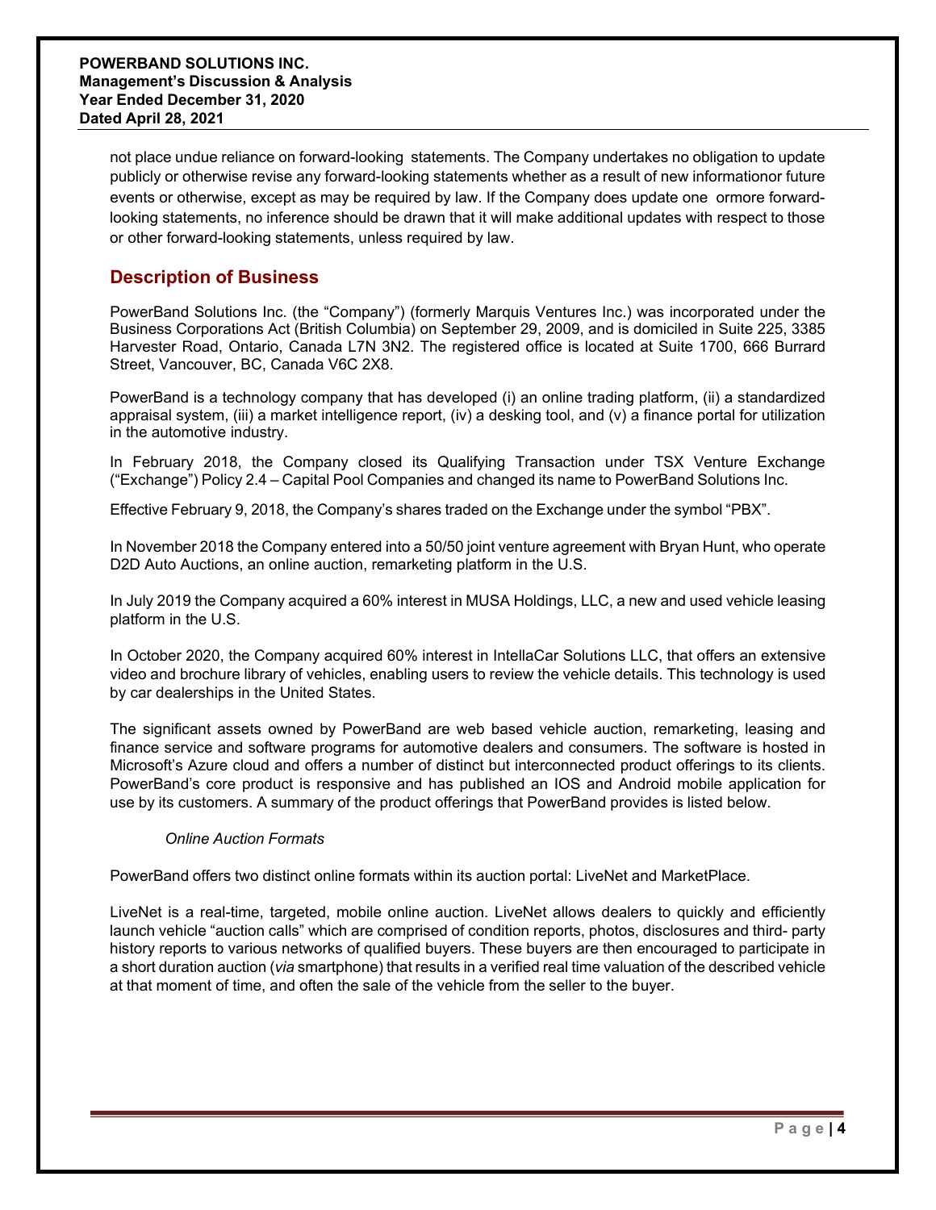not place undue reliance on forward-looking statements. The Company undertakes no obligation to update publicly or otherwise revise any forward-looking statements whether as a result of new informationor future events or otherwise, except as may be required by law. If the Company does update one ormore forward-looking statements, no inference should be drawn that it will make additional updates with respect to those or other forward-looking statements, unless required by law.

## Description of Business

PowerBand Solutions Inc. (the "Company") (formerly Marquis Ventures Inc.) was incorporated under the Business Corporations Act (British Columbia) on September 29, 2009, and is domiciled in Suite 225, 3385 Harvester Road, Ontario, Canada L7N 3N2. The registered office is located at Suite 1700, 666 Burrard Street, Vancouver, BC, Canada V6C 2X8.

PowerBand is a technology company that has developed (i) an online trading platform, (ii) a standardized appraisal system, (iii) a market intelligence report, (iv) a desking tool, and (v) a finance portal for utilization in the automotive industry.

In February 2018, the Company closed its Qualifying Transaction under TSX Venture Exchange ("Exchange") Policy 2.4 – Capital Pool Companies and changed its name to PowerBand Solutions Inc.

Effective February 9, 2018, the Company's shares traded on the Exchange under the symbol "PBX".

In November 2018 the Company entered into a 50/50 joint venture agreement with Bryan Hunt, who operate D2D Auto Auctions, an online auction, remarketing platform in the U.S.

In July 2019 the Company acquired a 60% interest in MUSA Holdings, LLC, a new and used vehicle leasing platform in the U.S.

In October 2020, the Company acquired 60% interest in IntellaCar Solutions LLC, that offers an extensive video and brochure library of vehicles, enabling users to review the vehicle details. This technology is used by car dealerships in the United States.

The significant assets owned by PowerBand are web based vehicle auction, remarketing, leasing and finance service and software programs for automotive dealers and consumers. The software is hosted in Microsoft's Azure cloud and offers a number of distinct but interconnected product offerings to its clients. PowerBand's core product is responsive and has published an IOS and Android mobile application for use by its customers. A summary of the product offerings that PowerBand provides is listed below.

*Online Auction Formats*

PowerBand offers two distinct online formats within its auction portal: LiveNet and MarketPlace.

LiveNet is a real-time, targeted, mobile online auction. LiveNet allows dealers to quickly and efficiently launch vehicle "auction calls" which are comprised of condition reports, photos, disclosures and third- party history reports to various networks of qualified buyers. These buyers are then encouraged to participate in a short duration auction (*via* smartphone) that results in a verified real time valuation of the described vehicle at that moment of time, and often the sale of the vehicle from the seller to the buyer.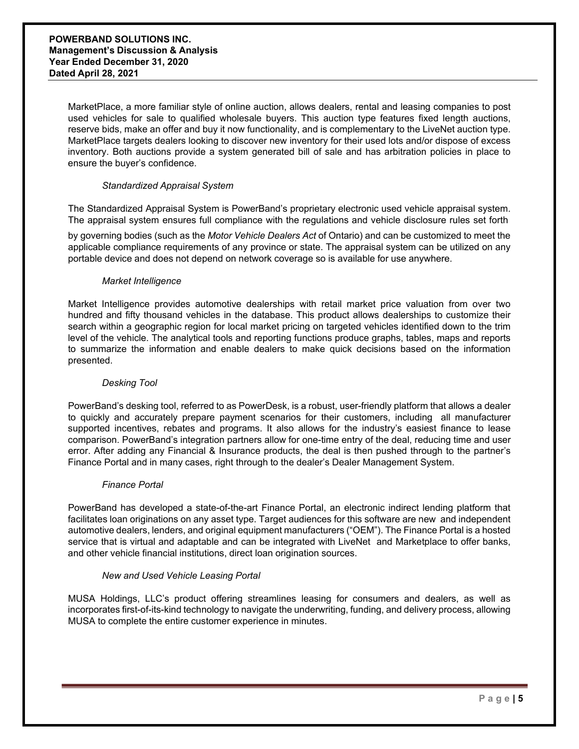MarketPlace, a more familiar style of online auction, allows dealers, rental and leasing companies to post used vehicles for sale to qualified wholesale buyers. This auction type features fixed length auctions, reserve bids, make an offer and buy it now functionality, and is complementary to the LiveNet auction type. MarketPlace targets dealers looking to discover new inventory for their used lots and/or dispose of excess inventory. Both auctions provide a system generated bill of sale and has arbitration policies in place to ensure the buyer's confidence.

*Standardized Appraisal System*

The Standardized Appraisal System is PowerBand's proprietary electronic used vehicle appraisal system. The appraisal system ensures full compliance with the regulations and vehicle disclosure rules set forth by governing bodies (such as the *Motor Vehicle Dealers Act* of Ontario) and can be customized to meet the applicable compliance requirements of any province or state. The appraisal system can be utilized on any portable device and does not depend on network coverage so is available for use anywhere.

*Market Intelligence*

Market Intelligence provides automotive dealerships with retail market price valuation from over two hundred and fifty thousand vehicles in the database. This product allows dealerships to customize their search within a geographic region for local market pricing on targeted vehicles identified down to the trim level of the vehicle. The analytical tools and reporting functions produce graphs, tables, maps and reports to summarize the information and enable dealers to make quick decisions based on the information presented.

*Desking Tool*

PowerBand's desking tool, referred to as PowerDesk, is a robust, user-friendly platform that allows a dealer to quickly and accurately prepare payment scenarios for their customers, including all manufacturer supported incentives, rebates and programs. It also allows for the industry's easiest finance to lease comparison. PowerBand's integration partners allow for one-time entry of the deal, reducing time and user error. After adding any Financial & Insurance products, the deal is then pushed through to the partner's Finance Portal and in many cases, right through to the dealer's Dealer Management System.

*Finance Portal*

PowerBand has developed a state-of-the-art Finance Portal, an electronic indirect lending platform that facilitates loan originations on any asset type. Target audiences for this software are new and independent automotive dealers, lenders, and original equipment manufacturers ("OEM"). The Finance Portal is a hosted service that is virtual and adaptable and can be integrated with LiveNet and Marketplace to offer banks, and other vehicle financial institutions, direct loan origination sources.

*New and Used Vehicle Leasing Portal*

MUSA Holdings, LLC's product offering streamlines leasing for consumers and dealers, as well as incorporates first-of-its-kind technology to navigate the underwriting, funding, and delivery process, allowing MUSA to complete the entire customer experience in minutes.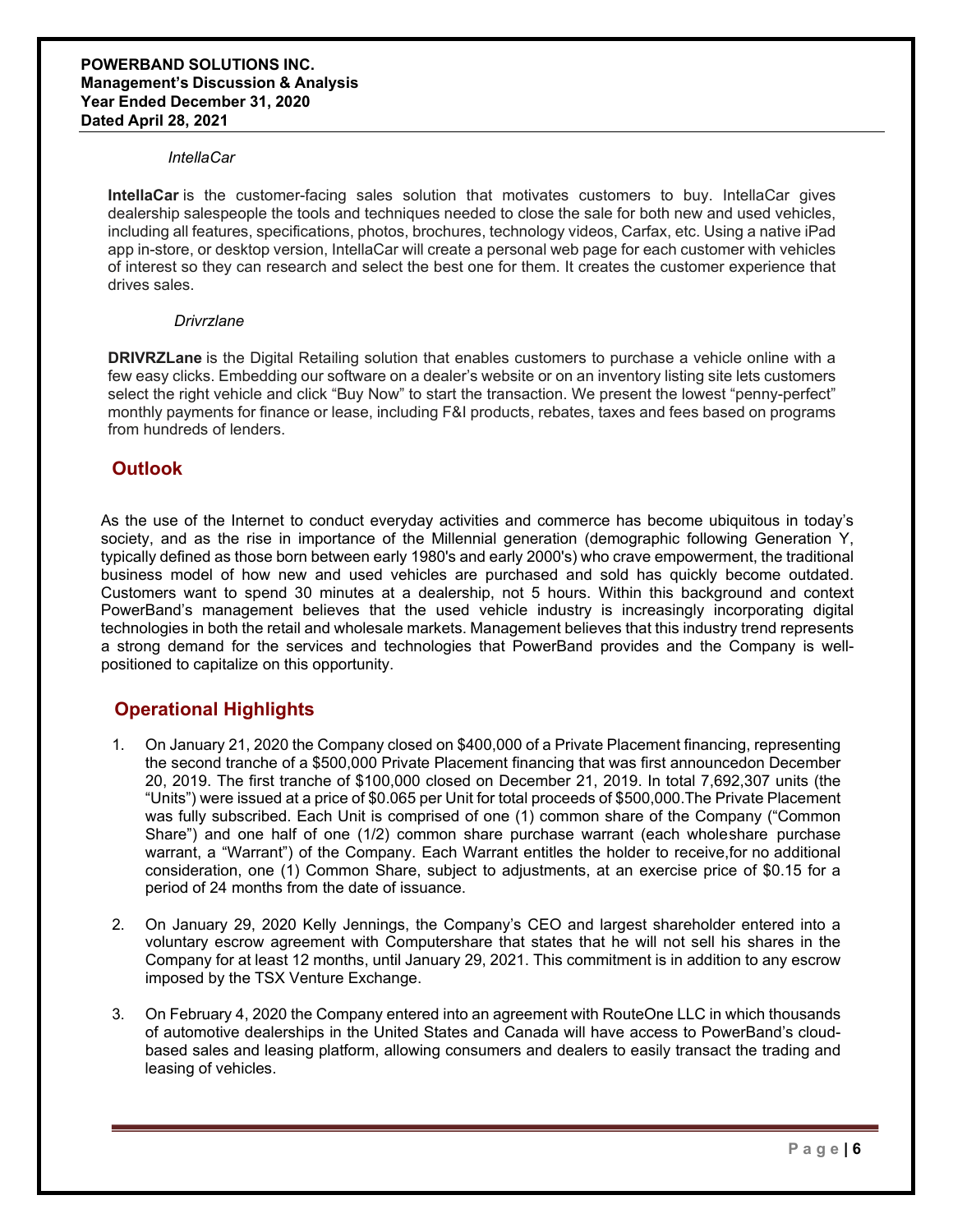*IntellaCar*

**IntellaCar** is the customer-facing sales solution that motivates customers to buy. IntellaCar gives dealership salespeople the tools and techniques needed to close the sale for both new and used vehicles, including all features, specifications, photos, brochures, technology videos, Carfax, etc. Using a native iPad app in-store, or desktop version, IntellaCar will create a personal web page for each customer with vehicles of interest so they can research and select the best one for them. It creates the customer experience that drives sales.

*Drivrzlane*

**DRIVRZLane** is the Digital Retailing solution that enables customers to purchase a vehicle online with a few easy clicks. Embedding our software on a dealer's website or on an inventory listing site lets customers select the right vehicle and click "Buy Now" to start the transaction. We present the lowest "penny-perfect" monthly payments for finance or lease, including F&I products, rebates, taxes and fees based on programs from hundreds of lenders.

## Outlook

As the use of the Internet to conduct everyday activities and commerce has become ubiquitous in today's society, and as the rise in importance of the Millennial generation (demographic following Generation Y, typically defined as those born between early 1980's and early 2000's) who crave empowerment, the traditional business model of how new and used vehicles are purchased and sold has quickly become outdated. Customers want to spend 30 minutes at a dealership, not 5 hours. Within this background and context PowerBand's management believes that the used vehicle industry is increasingly incorporating digital technologies in both the retail and wholesale markets. Management believes that this industry trend represents a strong demand for the services and technologies that PowerBand provides and the Company is well-positioned to capitalize on this opportunity.

## Operational Highlights

1. On January 21, 2020 the Company closed on $400,000 of a Private Placement financing, representing the second tranche of a $500,000 Private Placement financing that was first announcedon December 20, 2019. The first tranche of $100,000 closed on December 21, 2019. In total 7,692,307 units (the "Units") were issued at a price of $0.065 per Unit for total proceeds of $500,000.The Private Placement was fully subscribed. Each Unit is comprised of one (1) common share of the Company ("Common Share") and one half of one (1/2) common share purchase warrant (each wholeshare purchase warrant, a "Warrant") of the Company. Each Warrant entitles the holder to receive,for no additional consideration, one (1) Common Share, subject to adjustments, at an exercise price of $0.15 for a period of 24 months from the date of issuance.

2. On January 29, 2020 Kelly Jennings, the Company's CEO and largest shareholder entered into a voluntary escrow agreement with Computershare that states that he will not sell his shares in the Company for at least 12 months, until January 29, 2021. This commitment is in addition to any escrow imposed by the TSX Venture Exchange.

3. On February 4, 2020 the Company entered into an agreement with RouteOne LLC in which thousands of automotive dealerships in the United States and Canada will have access to PowerBand's cloud-based sales and leasing platform, allowing consumers and dealers to easily transact the trading and leasing of vehicles.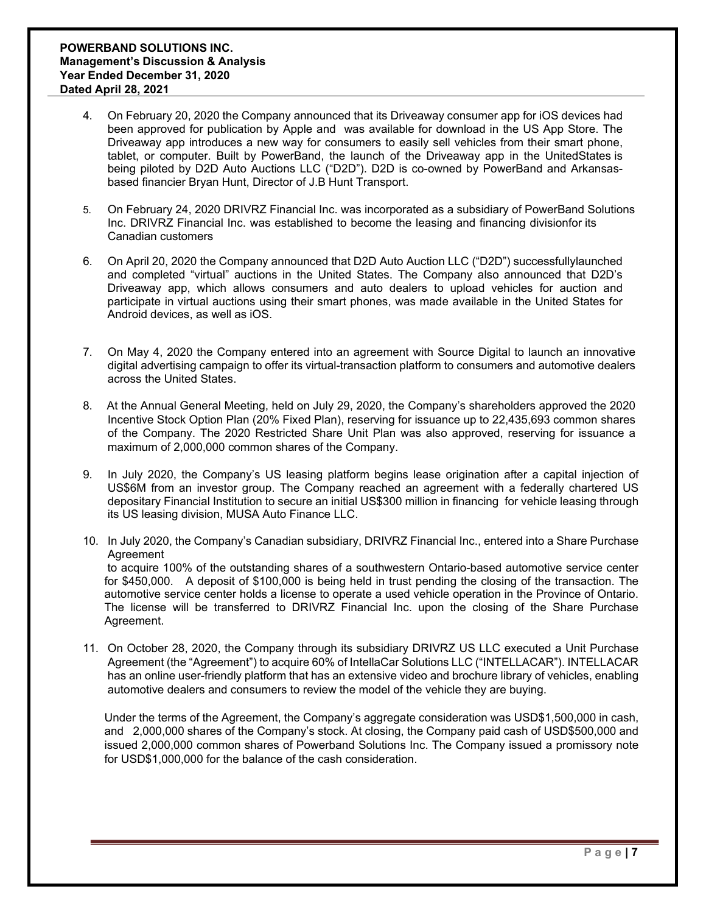4. On February 20, 2020 the Company announced that its Driveaway consumer app for iOS devices had been approved for publication by Apple and was available for download in the US App Store. The Driveaway app introduces a new way for consumers to easily sell vehicles from their smart phone, tablet, or computer. Built by PowerBand, the launch of the Driveaway app in the UnitedStates is being piloted by D2D Auto Auctions LLC ("D2D"). D2D is co-owned by PowerBand and Arkansas-based financier Bryan Hunt, Director of J.B Hunt Transport.

5. On February 24, 2020 DRIVRZ Financial Inc. was incorporated as a subsidiary of PowerBand Solutions Inc. DRIVRZ Financial Inc. was established to become the leasing and financing divisionfor its Canadian customers

6. On April 20, 2020 the Company announced that D2D Auto Auction LLC ("D2D") successfullylaunched and completed "virtual" auctions in the United States. The Company also announced that D2D's Driveaway app, which allows consumers and auto dealers to upload vehicles for auction and participate in virtual auctions using their smart phones, was made available in the United States for Android devices, as well as iOS.

7. On May 4, 2020 the Company entered into an agreement with Source Digital to launch an innovative digital advertising campaign to offer its virtual-transaction platform to consumers and automotive dealers across the United States.

8. At the Annual General Meeting, held on July 29, 2020, the Company's shareholders approved the 2020 Incentive Stock Option Plan (20% Fixed Plan), reserving for issuance up to 22,435,693 common shares of the Company. The 2020 Restricted Share Unit Plan was also approved, reserving for issuance a maximum of 2,000,000 common shares of the Company.

9. In July 2020, the Company's US leasing platform begins lease origination after a capital injection of US$6M from an investor group. The Company reached an agreement with a federally chartered US depositary Financial Institution to secure an initial US$300 million in financing for vehicle leasing through its US leasing division, MUSA Auto Finance LLC.

10. In July 2020, the Company's Canadian subsidiary, DRIVRZ Financial Inc., entered into a Share Purchase Agreement
 to acquire 100% of the outstanding shares of a southwestern Ontario-based automotive service center for $450,000. A deposit of $100,000 is being held in trust pending the closing of the transaction. The automotive service center holds a license to operate a used vehicle operation in the Province of Ontario. The license will be transferred to DRIVRZ Financial Inc. upon the closing of the Share Purchase Agreement.

11. On October 28, 2020, the Company through its subsidiary DRIVRZ US LLC executed a Unit Purchase Agreement (the "Agreement") to acquire 60% of IntellaCar Solutions LLC ("INTELLACAR"). INTELLACAR has an online user-friendly platform that has an extensive video and brochure library of vehicles, enabling automotive dealers and consumers to review the model of the vehicle they are buying.

    Under the terms of the Agreement, the Company's aggregate consideration was USD$1,500,000 in cash, and 2,000,000 shares of the Company's stock. At closing, the Company paid cash of USD$500,000 and issued 2,000,000 common shares of Powerband Solutions Inc. The Company issued a promissory note for USD$1,000,000 for the balance of the cash consideration.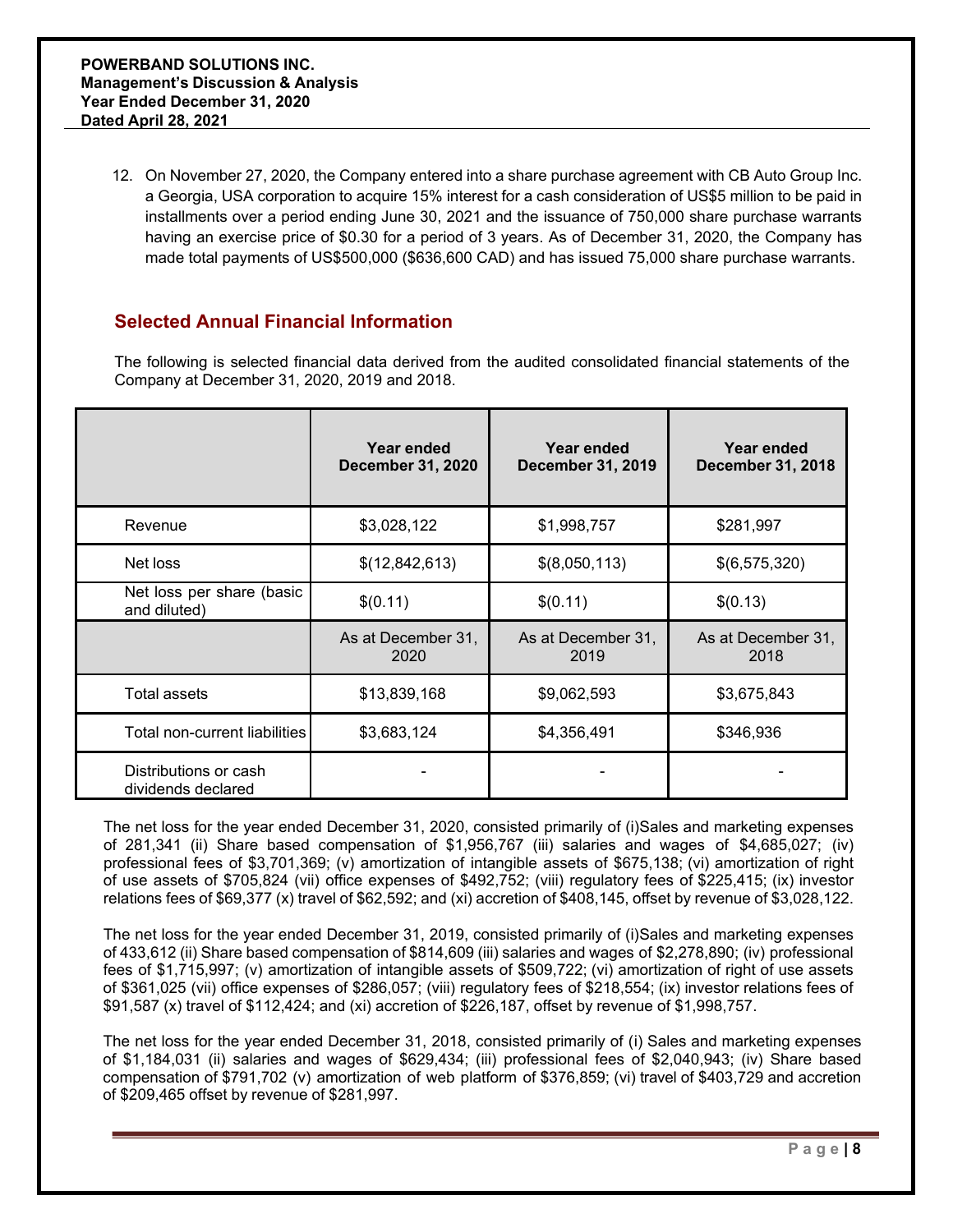12. On November 27, 2020, the Company entered into a share purchase agreement with CB Auto Group Inc. a Georgia, USA corporation to acquire 15% interest for a cash consideration of US$5 million to be paid in installments over a period ending June 30, 2021 and the issuance of 750,000 share purchase warrants having an exercise price of $0.30 for a period of 3 years. As of December 31, 2020, the Company has made total payments of US$500,000 ($636,600 CAD) and has issued 75,000 share purchase warrants.

## Selected Annual Financial Information

The following is selected financial data derived from the audited consolidated financial statements of the Company at December 31, 2020, 2019 and 2018.

| | Year ended December 31, 2020 | Year ended December 31, 2019 | Year ended December 31, 2018 |
|---|---|---|---|
| Revenue | $3,028,122 | $1,998,757 | $281,997 |
| Net loss | $(12,842,613) | $(8,050,113) | $(6,575,320) |
| Net loss per share (basic and diluted) | $(0.11) | $(0.11) | $(0.13) |
| | As at December 31, 2020 | As at December 31, 2019 | As at December 31, 2018 |
| Total assets | $13,839,168 | $9,062,593 | $3,675,843 |
| Total non-current liabilities | $3,683,124 | $4,356,491 | $346,936 |
| Distributions or cash dividends declared | - | - | - |

The net loss for the year ended December 31, 2020, consisted primarily of (i)Sales and marketing expenses of 281,341 (ii) Share based compensation of $1,956,767 (iii) salaries and wages of $4,685,027; (iv) professional fees of $3,701,369; (v) amortization of intangible assets of $675,138; (vi) amortization of right of use assets of $705,824 (vii) office expenses of $492,752; (viii) regulatory fees of $225,415; (ix) investor relations fees of $69,377 (x) travel of $62,592; and (xi) accretion of $408,145, offset by revenue of $3,028,122.

The net loss for the year ended December 31, 2019, consisted primarily of (i)Sales and marketing expenses of 433,612 (ii) Share based compensation of $814,609 (iii) salaries and wages of $2,278,890; (iv) professional fees of $1,715,997; (v) amortization of intangible assets of $509,722; (vi) amortization of right of use assets of $361,025 (vii) office expenses of $286,057; (viii) regulatory fees of $218,554; (ix) investor relations fees of $91,587 (x) travel of $112,424; and (xi) accretion of $226,187, offset by revenue of $1,998,757.

The net loss for the year ended December 31, 2018, consisted primarily of (i) Sales and marketing expenses of $1,184,031 (ii) salaries and wages of $629,434; (iii) professional fees of $2,040,943; (iv) Share based compensation of $791,702 (v) amortization of web platform of $376,859; (vi) travel of $403,729 and accretion of $209,465 offset by revenue of $281,997.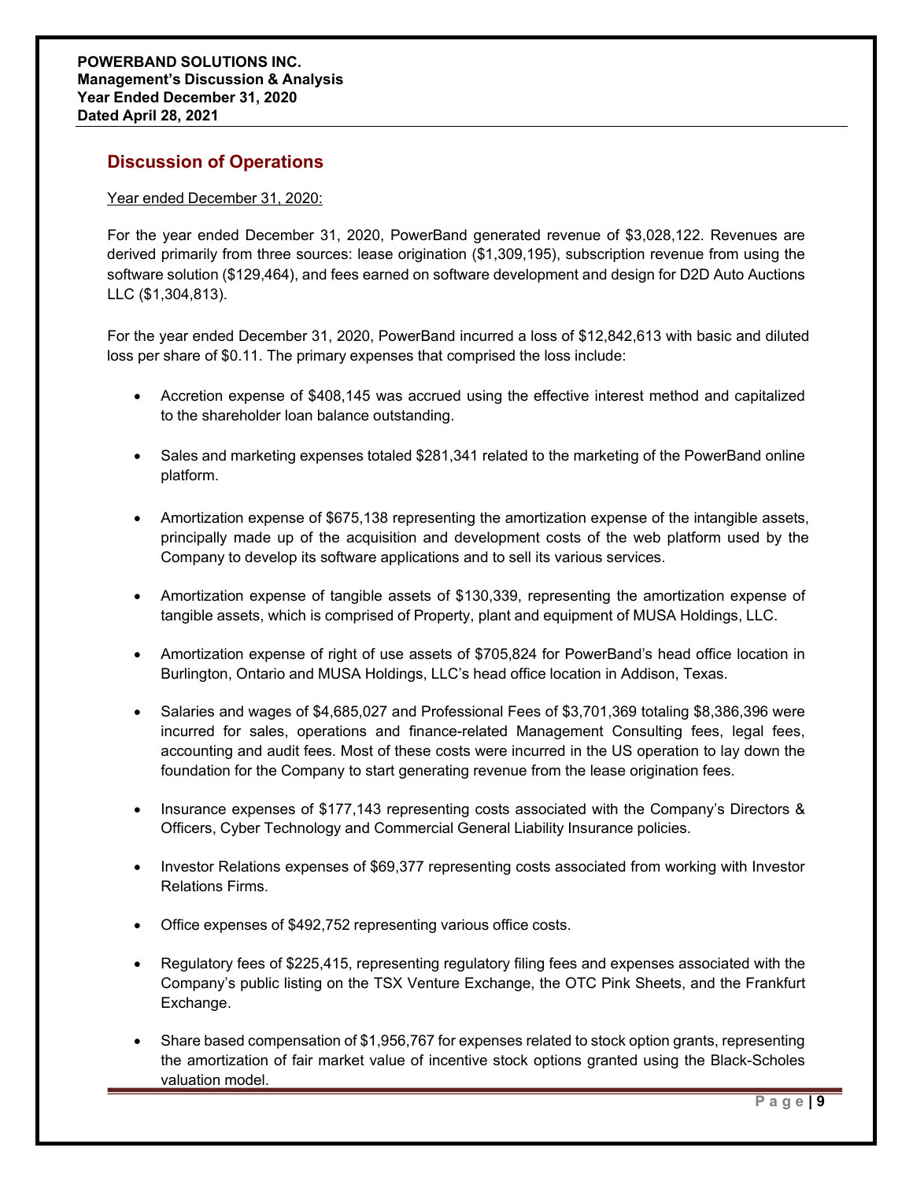## Discussion of Operations

Year ended December 31, 2020:

For the year ended December 31, 2020, PowerBand generated revenue of $3,028,122. Revenues are derived primarily from three sources: lease origination ($1,309,195), subscription revenue from using the software solution ($129,464), and fees earned on software development and design for D2D Auto Auctions LLC ($1,304,813).

For the year ended December 31, 2020, PowerBand incurred a loss of $12,842,613 with basic and diluted loss per share of $0.11. The primary expenses that comprised the loss include:

- Accretion expense of $408,145 was accrued using the effective interest method and capitalized to the shareholder loan balance outstanding.
- Sales and marketing expenses totaled $281,341 related to the marketing of the PowerBand online platform.
- Amortization expense of $675,138 representing the amortization expense of the intangible assets, principally made up of the acquisition and development costs of the web platform used by the Company to develop its software applications and to sell its various services.
- Amortization expense of tangible assets of $130,339, representing the amortization expense of tangible assets, which is comprised of Property, plant and equipment of MUSA Holdings, LLC.
- Amortization expense of right of use assets of $705,824 for PowerBand's head office location in Burlington, Ontario and MUSA Holdings, LLC's head office location in Addison, Texas.
- Salaries and wages of $4,685,027 and Professional Fees of $3,701,369 totaling $8,386,396 were incurred for sales, operations and finance-related Management Consulting fees, legal fees, accounting and audit fees. Most of these costs were incurred in the US operation to lay down the foundation for the Company to start generating revenue from the lease origination fees.
- Insurance expenses of $177,143 representing costs associated with the Company's Directors & Officers, Cyber Technology and Commercial General Liability Insurance policies.
- Investor Relations expenses of $69,377 representing costs associated from working with Investor Relations Firms.
- Office expenses of $492,752 representing various office costs.
- Regulatory fees of $225,415, representing regulatory filing fees and expenses associated with the Company's public listing on the TSX Venture Exchange, the OTC Pink Sheets, and the Frankfurt Exchange.
- Share based compensation of $1,956,767 for expenses related to stock option grants, representing the amortization of fair market value of incentive stock options granted using the Black-Scholes valuation model.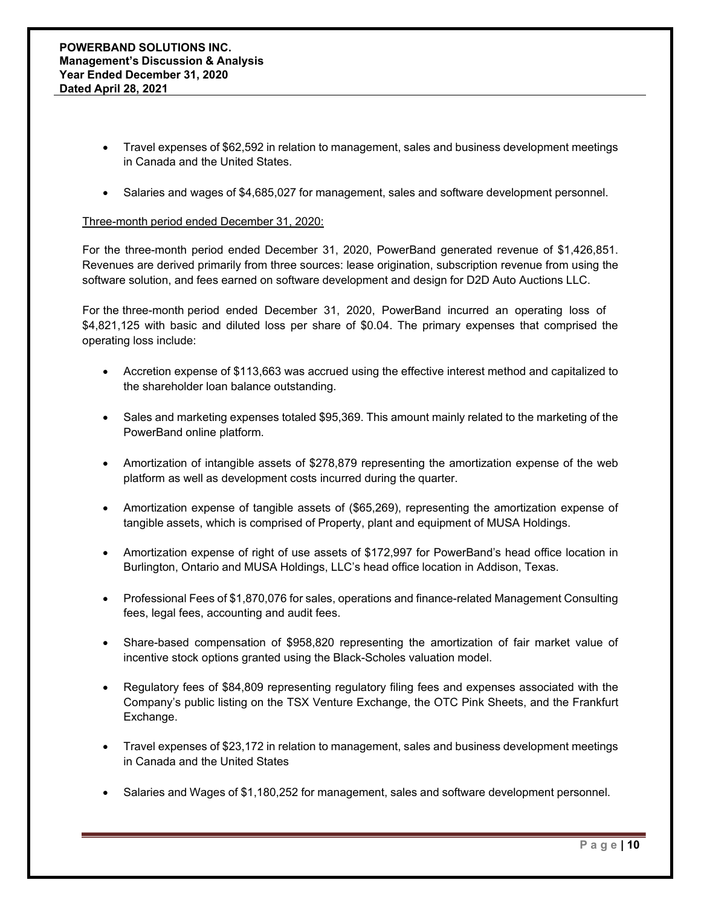- Travel expenses of $62,592 in relation to management, sales and business development meetings in Canada and the United States.

- Salaries and wages of $4,685,027 for management, sales and software development personnel.

Three-month period ended December 31, 2020:

For the three-month period ended December 31, 2020, PowerBand generated revenue of $1,426,851. Revenues are derived primarily from three sources: lease origination, subscription revenue from using the software solution, and fees earned on software development and design for D2D Auto Auctions LLC.

For the three-month period ended December 31, 2020, PowerBand incurred an operating loss of $4,821,125 with basic and diluted loss per share of $0.04. The primary expenses that comprised the operating loss include:

- Accretion expense of $113,663 was accrued using the effective interest method and capitalized to the shareholder loan balance outstanding.

- Sales and marketing expenses totaled $95,369. This amount mainly related to the marketing of the PowerBand online platform.

- Amortization of intangible assets of $278,879 representing the amortization expense of the web platform as well as development costs incurred during the quarter.

- Amortization expense of tangible assets of ($65,269), representing the amortization expense of tangible assets, which is comprised of Property, plant and equipment of MUSA Holdings.

- Amortization expense of right of use assets of $172,997 for PowerBand's head office location in Burlington, Ontario and MUSA Holdings, LLC's head office location in Addison, Texas.

- Professional Fees of $1,870,076 for sales, operations and finance-related Management Consulting fees, legal fees, accounting and audit fees.

- Share-based compensation of $958,820 representing the amortization of fair market value of incentive stock options granted using the Black-Scholes valuation model.

- Regulatory fees of $84,809 representing regulatory filing fees and expenses associated with the Company's public listing on the TSX Venture Exchange, the OTC Pink Sheets, and the Frankfurt Exchange.

- Travel expenses of $23,172 in relation to management, sales and business development meetings in Canada and the United States

- Salaries and Wages of $1,180,252 for management, sales and software development personnel.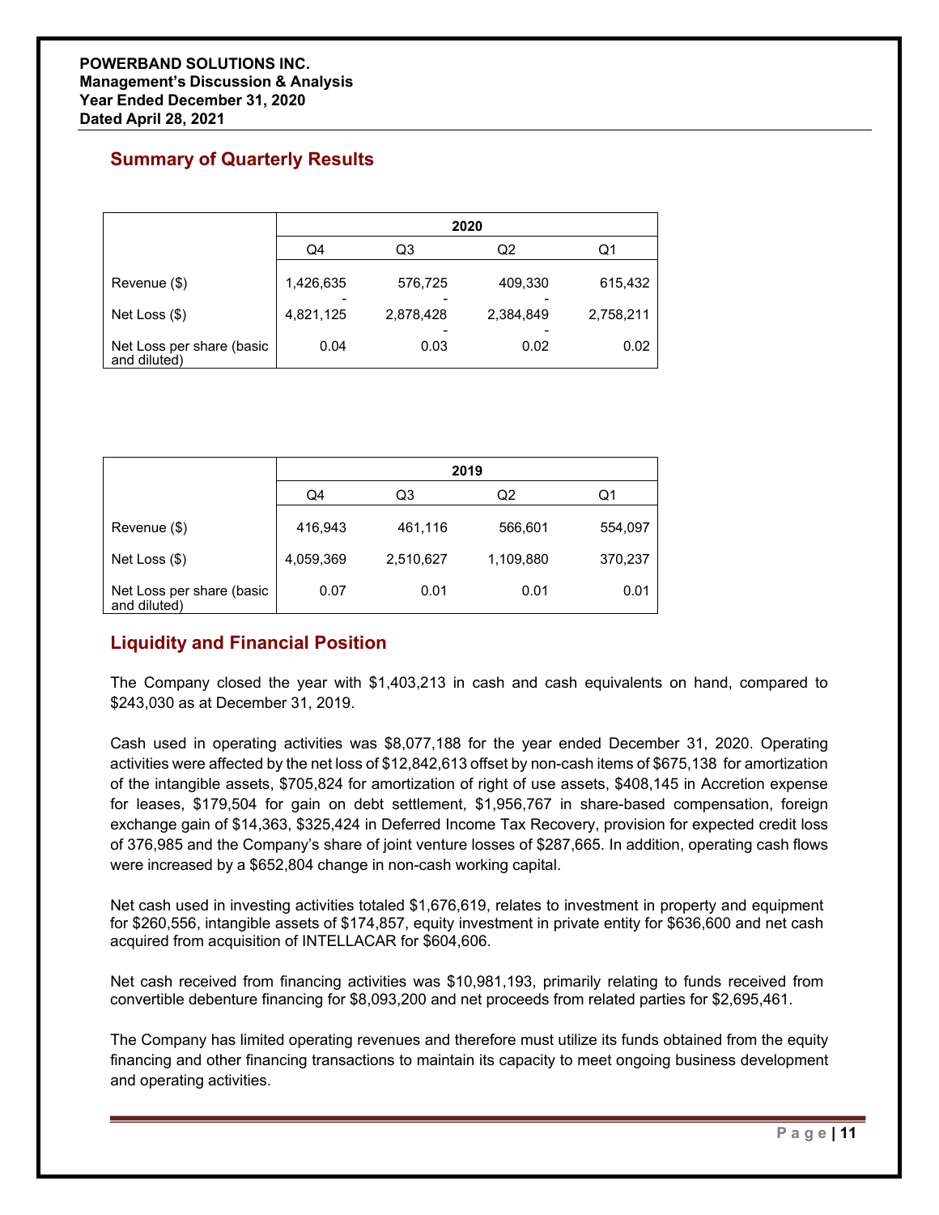## Summary of Quarterly Results

| | 2020 | | | |
|---|---|---|---|---|
| | Q4 | Q3 | Q2 | Q1 |
| Revenue ($) | 1,426,635 | 576,725 | 409,330 | 615,432 |
| Net Loss ($) | -4,821,125 | -2,878,428 | -2,384,849 | 2,758,211 |
| Net Loss per share (basic and diluted) | 0.04 | -0.03 | -0.02 | 0.02 |

| | 2019 | | | |
|---|---|---|---|---|
| | Q4 | Q3 | Q2 | Q1 |
| Revenue ($) | 416,943 | 461,116 | 566,601 | 554,097 |
| Net Loss ($) | 4,059,369 | 2,510,627 | 1,109,880 | 370,237 |
| Net Loss per share (basic and diluted) | 0.07 | 0.01 | 0.01 | 0.01 |

## Liquidity and Financial Position

The Company closed the year with $1,403,213 in cash and cash equivalents on hand, compared to $243,030 as at December 31, 2019.

Cash used in operating activities was $8,077,188 for the year ended December 31, 2020. Operating activities were affected by the net loss of $12,842,613 offset by non-cash items of $675,138 for amortization of the intangible assets, $705,824 for amortization of right of use assets, $408,145 in Accretion expense for leases, $179,504 for gain on debt settlement, $1,956,767 in share-based compensation, foreign exchange gain of $14,363, $325,424 in Deferred Income Tax Recovery, provision for expected credit loss of 376,985 and the Company's share of joint venture losses of $287,665. In addition, operating cash flows were increased by a $652,804 change in non-cash working capital.

Net cash used in investing activities totaled $1,676,619, relates to investment in property and equipment for $260,556, intangible assets of $174,857, equity investment in private entity for $636,600 and net cash acquired from acquisition of INTELLACAR for $604,606.

Net cash received from financing activities was $10,981,193, primarily relating to funds received from convertible debenture financing for $8,093,200 and net proceeds from related parties for $2,695,461.

The Company has limited operating revenues and therefore must utilize its funds obtained from the equity financing and other financing transactions to maintain its capacity to meet ongoing business development and operating activities.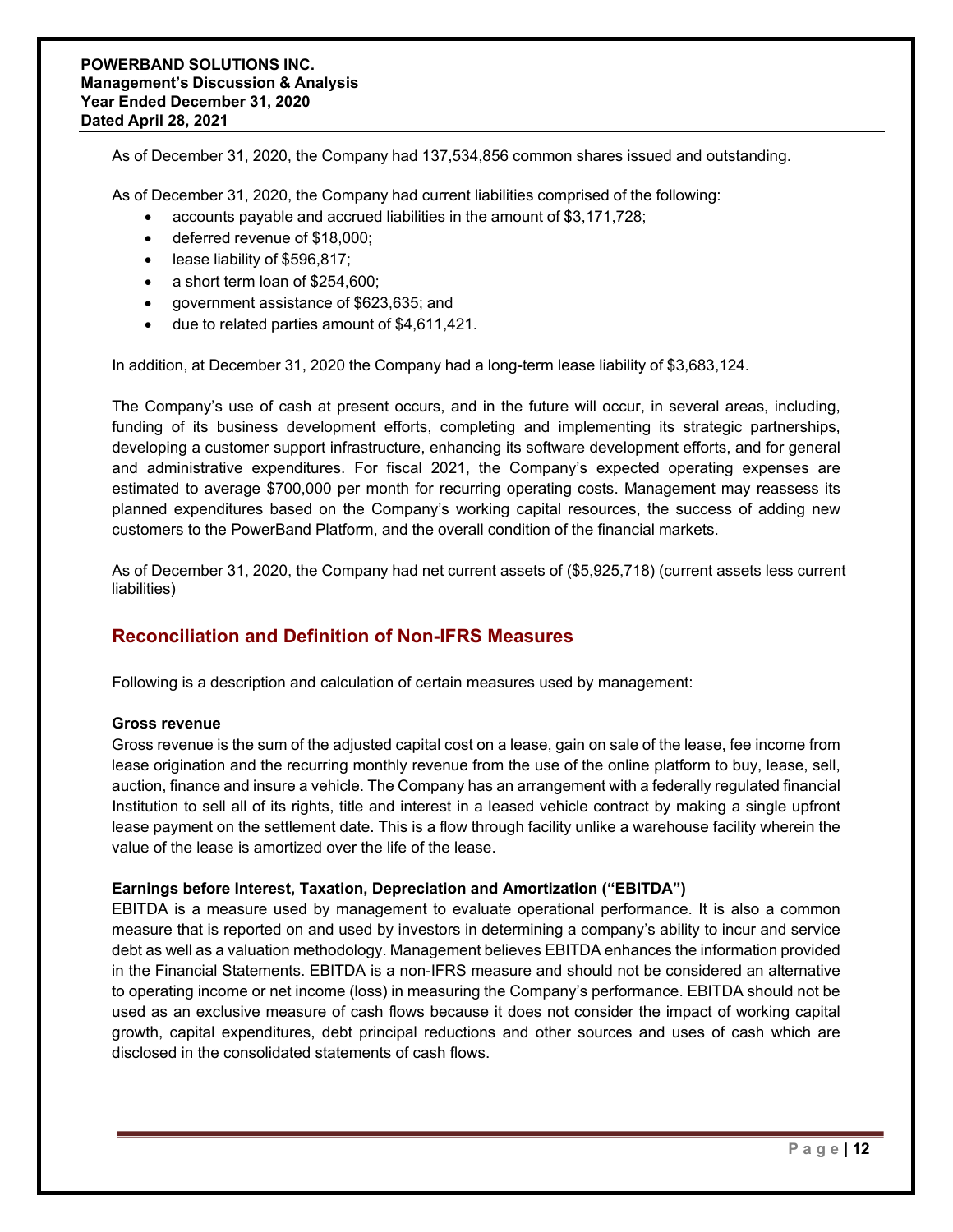As of December 31, 2020, the Company had 137,534,856 common shares issued and outstanding.

As of December 31, 2020, the Company had current liabilities comprised of the following:

- accounts payable and accrued liabilities in the amount of $3,171,728;
- deferred revenue of $18,000;
- lease liability of $596,817;
- a short term loan of $254,600;
- government assistance of $623,635; and
- due to related parties amount of $4,611,421.

In addition, at December 31, 2020 the Company had a long-term lease liability of $3,683,124.

The Company's use of cash at present occurs, and in the future will occur, in several areas, including, funding of its business development efforts, completing and implementing its strategic partnerships, developing a customer support infrastructure, enhancing its software development efforts, and for general and administrative expenditures. For fiscal 2021, the Company's expected operating expenses are estimated to average $700,000 per month for recurring operating costs. Management may reassess its planned expenditures based on the Company's working capital resources, the success of adding new customers to the PowerBand Platform, and the overall condition of the financial markets.

As of December 31, 2020, the Company had net current assets of ($5,925,718) (current assets less current liabilities)

## Reconciliation and Definition of Non-IFRS Measures

Following is a description and calculation of certain measures used by management:

**Gross revenue**

Gross revenue is the sum of the adjusted capital cost on a lease, gain on sale of the lease, fee income from lease origination and the recurring monthly revenue from the use of the online platform to buy, lease, sell, auction, finance and insure a vehicle. The Company has an arrangement with a federally regulated financial Institution to sell all of its rights, title and interest in a leased vehicle contract by making a single upfront lease payment on the settlement date. This is a flow through facility unlike a warehouse facility wherein the value of the lease is amortized over the life of the lease.

**Earnings before Interest, Taxation, Depreciation and Amortization ("EBITDA")**

EBITDA is a measure used by management to evaluate operational performance. It is also a common measure that is reported on and used by investors in determining a company's ability to incur and service debt as well as a valuation methodology. Management believes EBITDA enhances the information provided in the Financial Statements. EBITDA is a non-IFRS measure and should not be considered an alternative to operating income or net income (loss) in measuring the Company's performance. EBITDA should not be used as an exclusive measure of cash flows because it does not consider the impact of working capital growth, capital expenditures, debt principal reductions and other sources and uses of cash which are disclosed in the consolidated statements of cash flows.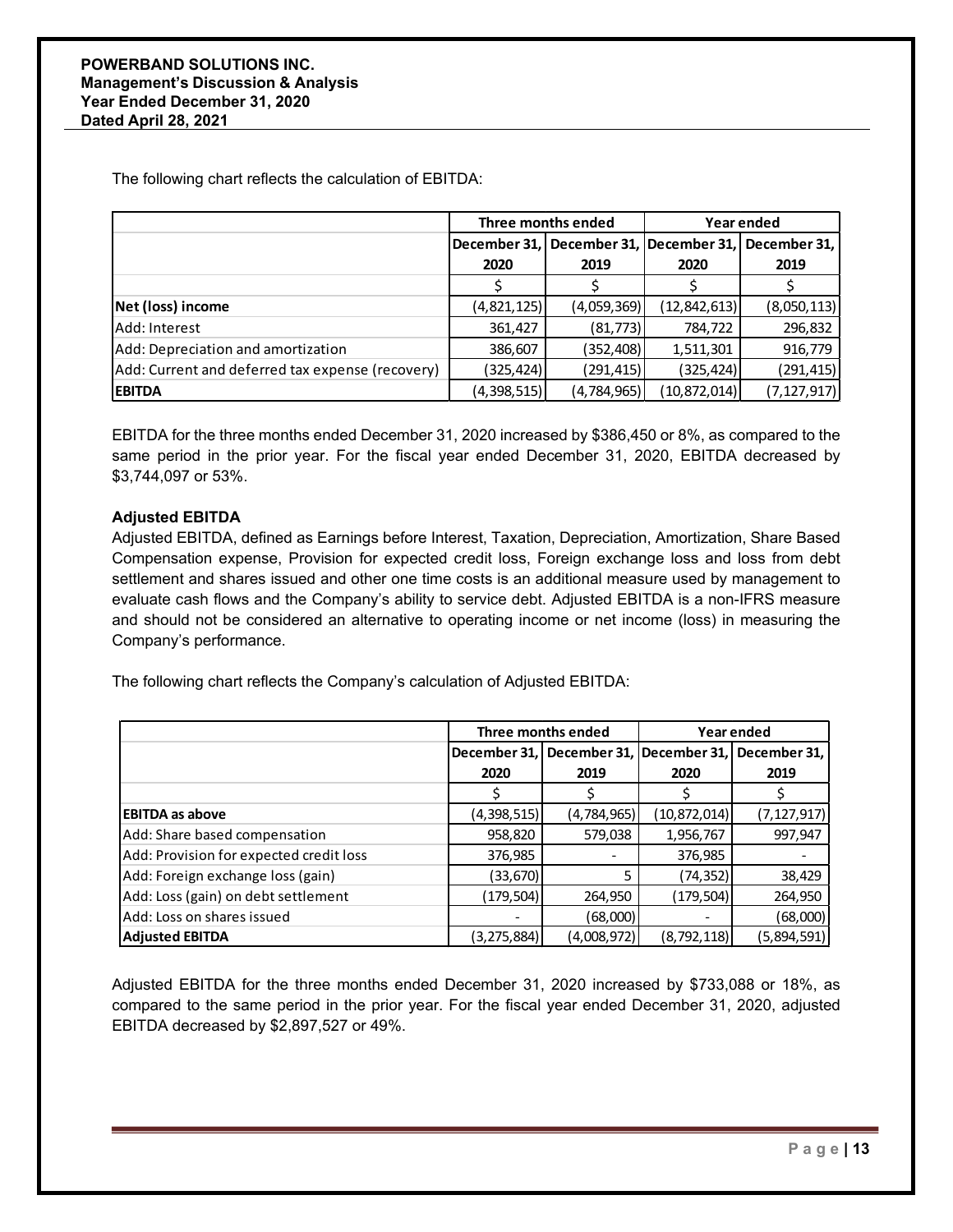The following chart reflects the calculation of EBITDA:

| | Three months ended | | Year ended | |
|---|---|---|---|---|
| | December 31, 2020 | December 31, 2019 | December 31, 2020 | December 31, 2019 |
| | $ | $ | $ | $ |
| **Net (loss) income** | (4,821,125) | (4,059,369) | (12,842,613) | (8,050,113) |
| Add: Interest | 361,427 | (81,773) | 784,722 | 296,832 |
| Add: Depreciation and amortization | 386,607 | (352,408) | 1,511,301 | 916,779 |
| Add: Current and deferred tax expense (recovery) | (325,424) | (291,415) | (325,424) | (291,415) |
| **EBITDA** | (4,398,515) | (4,784,965) | (10,872,014) | (7,127,917) |

EBITDA for the three months ended December 31, 2020 increased by $386,450 or 8%, as compared to the same period in the prior year. For the fiscal year ended December 31, 2020, EBITDA decreased by $3,744,097 or 53%.

### Adjusted EBITDA

Adjusted EBITDA, defined as Earnings before Interest, Taxation, Depreciation, Amortization, Share Based Compensation expense, Provision for expected credit loss, Foreign exchange loss and loss from debt settlement and shares issued and other one time costs is an additional measure used by management to evaluate cash flows and the Company's ability to service debt. Adjusted EBITDA is a non-IFRS measure and should not be considered an alternative to operating income or net income (loss) in measuring the Company's performance.

The following chart reflects the Company's calculation of Adjusted EBITDA:

| | Three months ended | | Year ended | |
|---|---|---|---|---|
| | December 31, 2020 | December 31, 2019 | December 31, 2020 | December 31, 2019 |
| | $ | $ | $ | $ |
| **EBITDA as above** | (4,398,515) | (4,784,965) | (10,872,014) | (7,127,917) |
| Add: Share based compensation | 958,820 | 579,038 | 1,956,767 | 997,947 |
| Add: Provision for expected credit loss | 376,985 | - | 376,985 | - |
| Add: Foreign exchange loss (gain) | (33,670) | 5 | (74,352) | 38,429 |
| Add: Loss (gain) on debt settlement | (179,504) | 264,950 | (179,504) | 264,950 |
| Add: Loss on shares issued | - | (68,000) | - | (68,000) |
| **Adjusted EBITDA** | (3,275,884) | (4,008,972) | (8,792,118) | (5,894,591) |

Adjusted EBITDA for the three months ended December 31, 2020 increased by $733,088 or 18%, as compared to the same period in the prior year. For the fiscal year ended December 31, 2020, adjusted EBITDA decreased by $2,897,527 or 49%.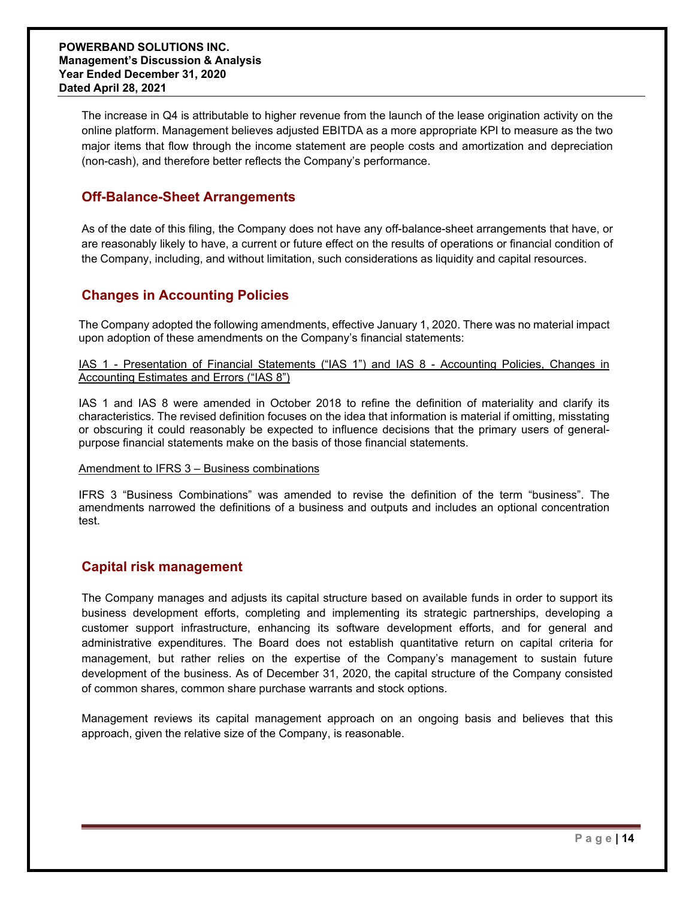The increase in Q4 is attributable to higher revenue from the launch of the lease origination activity on the online platform. Management believes adjusted EBITDA as a more appropriate KPI to measure as the two major items that flow through the income statement are people costs and amortization and depreciation (non-cash), and therefore better reflects the Company's performance.

## Off-Balance-Sheet Arrangements

As of the date of this filing, the Company does not have any off-balance-sheet arrangements that have, or are reasonably likely to have, a current or future effect on the results of operations or financial condition of the Company, including, and without limitation, such considerations as liquidity and capital resources.

## Changes in Accounting Policies

The Company adopted the following amendments, effective January 1, 2020. There was no material impact upon adoption of these amendments on the Company's financial statements:

IAS 1 - Presentation of Financial Statements ("IAS 1") and IAS 8 - Accounting Policies, Changes in Accounting Estimates and Errors ("IAS 8")

IAS 1 and IAS 8 were amended in October 2018 to refine the definition of materiality and clarify its characteristics. The revised definition focuses on the idea that information is material if omitting, misstating or obscuring it could reasonably be expected to influence decisions that the primary users of general-purpose financial statements make on the basis of those financial statements.

Amendment to IFRS 3 – Business combinations

IFRS 3 "Business Combinations" was amended to revise the definition of the term "business". The amendments narrowed the definitions of a business and outputs and includes an optional concentration test.

## Capital risk management

The Company manages and adjusts its capital structure based on available funds in order to support its business development efforts, completing and implementing its strategic partnerships, developing a customer support infrastructure, enhancing its software development efforts, and for general and administrative expenditures. The Board does not establish quantitative return on capital criteria for management, but rather relies on the expertise of the Company's management to sustain future development of the business. As of December 31, 2020, the capital structure of the Company consisted of common shares, common share purchase warrants and stock options.

Management reviews its capital management approach on an ongoing basis and believes that this approach, given the relative size of the Company, is reasonable.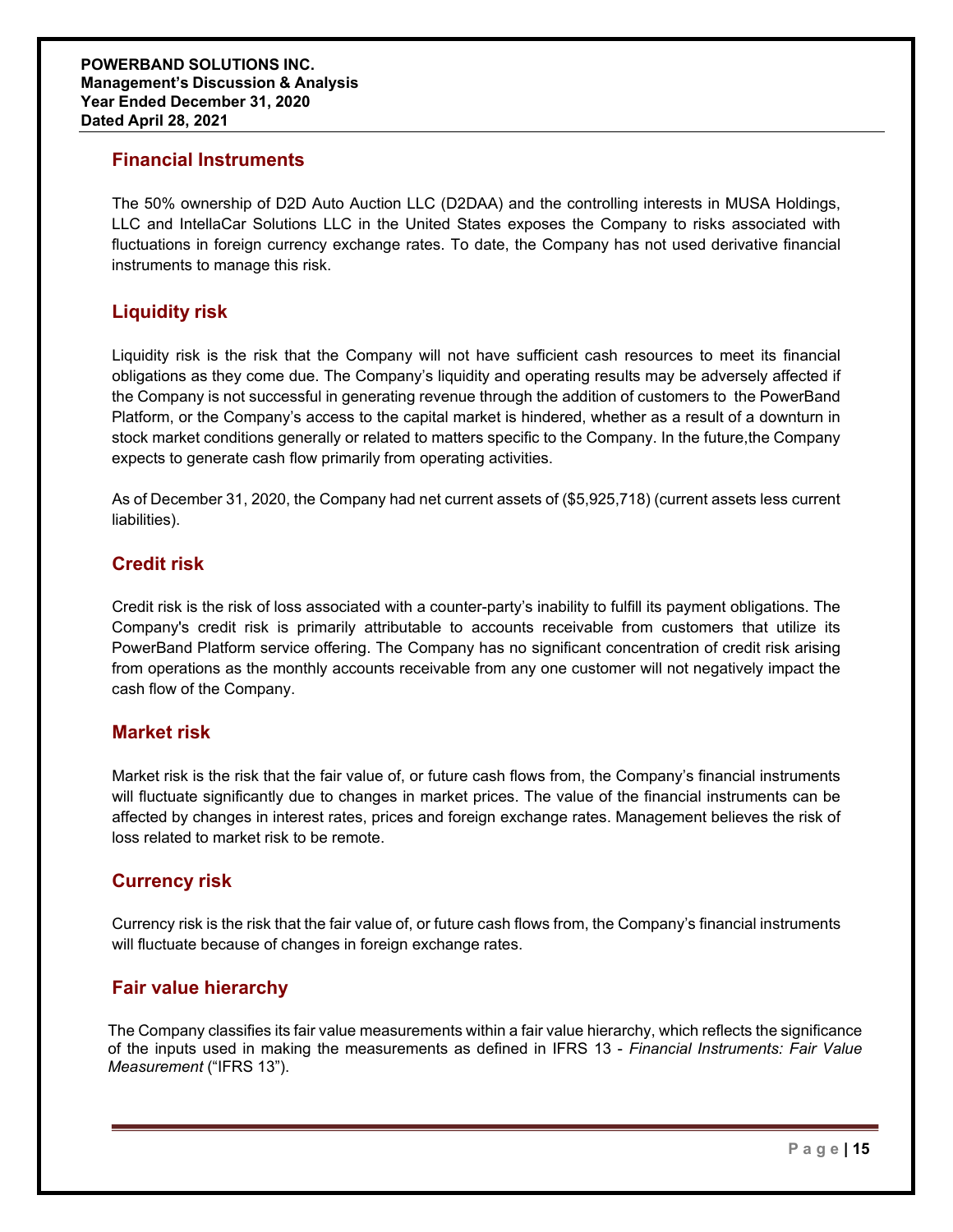## Financial Instruments

The 50% ownership of D2D Auto Auction LLC (D2DAA) and the controlling interests in MUSA Holdings, LLC and IntellaCar Solutions LLC in the United States exposes the Company to risks associated with fluctuations in foreign currency exchange rates. To date, the Company has not used derivative financial instruments to manage this risk.

## Liquidity risk

Liquidity risk is the risk that the Company will not have sufficient cash resources to meet its financial obligations as they come due. The Company's liquidity and operating results may be adversely affected if the Company is not successful in generating revenue through the addition of customers to the PowerBand Platform, or the Company's access to the capital market is hindered, whether as a result of a downturn in stock market conditions generally or related to matters specific to the Company. In the future,the Company expects to generate cash flow primarily from operating activities.

As of December 31, 2020, the Company had net current assets of ($5,925,718) (current assets less current liabilities).

## Credit risk

Credit risk is the risk of loss associated with a counter-party's inability to fulfill its payment obligations. The Company's credit risk is primarily attributable to accounts receivable from customers that utilize its PowerBand Platform service offering. The Company has no significant concentration of credit risk arising from operations as the monthly accounts receivable from any one customer will not negatively impact the cash flow of the Company.

## Market risk

Market risk is the risk that the fair value of, or future cash flows from, the Company's financial instruments will fluctuate significantly due to changes in market prices. The value of the financial instruments can be affected by changes in interest rates, prices and foreign exchange rates. Management believes the risk of loss related to market risk to be remote.

## Currency risk

Currency risk is the risk that the fair value of, or future cash flows from, the Company's financial instruments will fluctuate because of changes in foreign exchange rates.

## Fair value hierarchy

The Company classifies its fair value measurements within a fair value hierarchy, which reflects the significance of the inputs used in making the measurements as defined in IFRS 13 - *Financial Instruments: Fair Value Measurement* ("IFRS 13").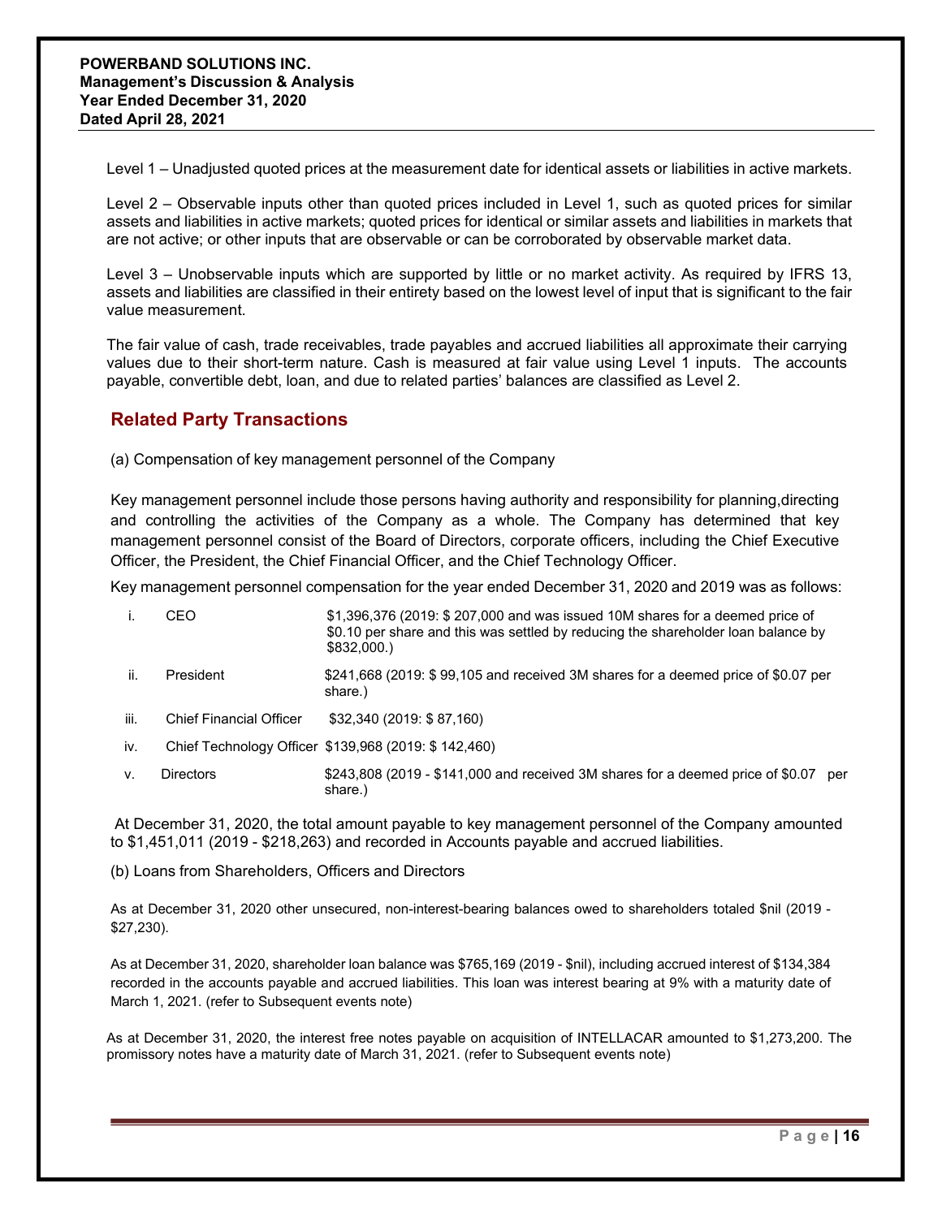Level 1 – Unadjusted quoted prices at the measurement date for identical assets or liabilities in active markets.

Level 2 – Observable inputs other than quoted prices included in Level 1, such as quoted prices for similar assets and liabilities in active markets; quoted prices for identical or similar assets and liabilities in markets that are not active; or other inputs that are observable or can be corroborated by observable market data.

Level 3 – Unobservable inputs which are supported by little or no market activity. As required by IFRS 13, assets and liabilities are classified in their entirety based on the lowest level of input that is significant to the fair value measurement.

The fair value of cash, trade receivables, trade payables and accrued liabilities all approximate their carrying values due to their short-term nature. Cash is measured at fair value using Level 1 inputs. The accounts payable, convertible debt, loan, and due to related parties' balances are classified as Level 2.

## Related Party Transactions

(a) Compensation of key management personnel of the Company

Key management personnel include those persons having authority and responsibility for planning,directing and controlling the activities of the Company as a whole. The Company has determined that key management personnel consist of the Board of Directors, corporate officers, including the Chief Executive Officer, the President, the Chief Financial Officer, and the Chief Technology Officer.

Key management personnel compensation for the year ended December 31, 2020 and 2019 was as follows:

| | | |
|---|---|---|
| i. | CEO | $1,396,376 (2019: $ 207,000 and was issued 10M shares for a deemed price of $0.10 per share and this was settled by reducing the shareholder loan balance by $832,000.) |
| ii. | President | $241,668 (2019: $ 99,105 and received 3M shares for a deemed price of $0.07 per share.) |
| iii. | Chief Financial Officer | $32,340 (2019: $ 87,160) |
| iv. | Chief Technology Officer | $139,968 (2019: $ 142,460) |
| v. | Directors | $243,808 (2019 - $141,000 and received 3M shares for a deemed price of $0.07 per share.) |

At December 31, 2020, the total amount payable to key management personnel of the Company amounted to $1,451,011 (2019 - $218,263) and recorded in Accounts payable and accrued liabilities.

(b) Loans from Shareholders, Officers and Directors

As at December 31, 2020 other unsecured, non-interest-bearing balances owed to shareholders totaled $nil (2019 - $27,230).

As at December 31, 2020, shareholder loan balance was $765,169 (2019 - $nil), including accrued interest of $134,384 recorded in the accounts payable and accrued liabilities. This loan was interest bearing at 9% with a maturity date of March 1, 2021. (refer to Subsequent events note)

As at December 31, 2020, the interest free notes payable on acquisition of INTELLACAR amounted to $1,273,200. The promissory notes have a maturity date of March 31, 2021. (refer to Subsequent events note)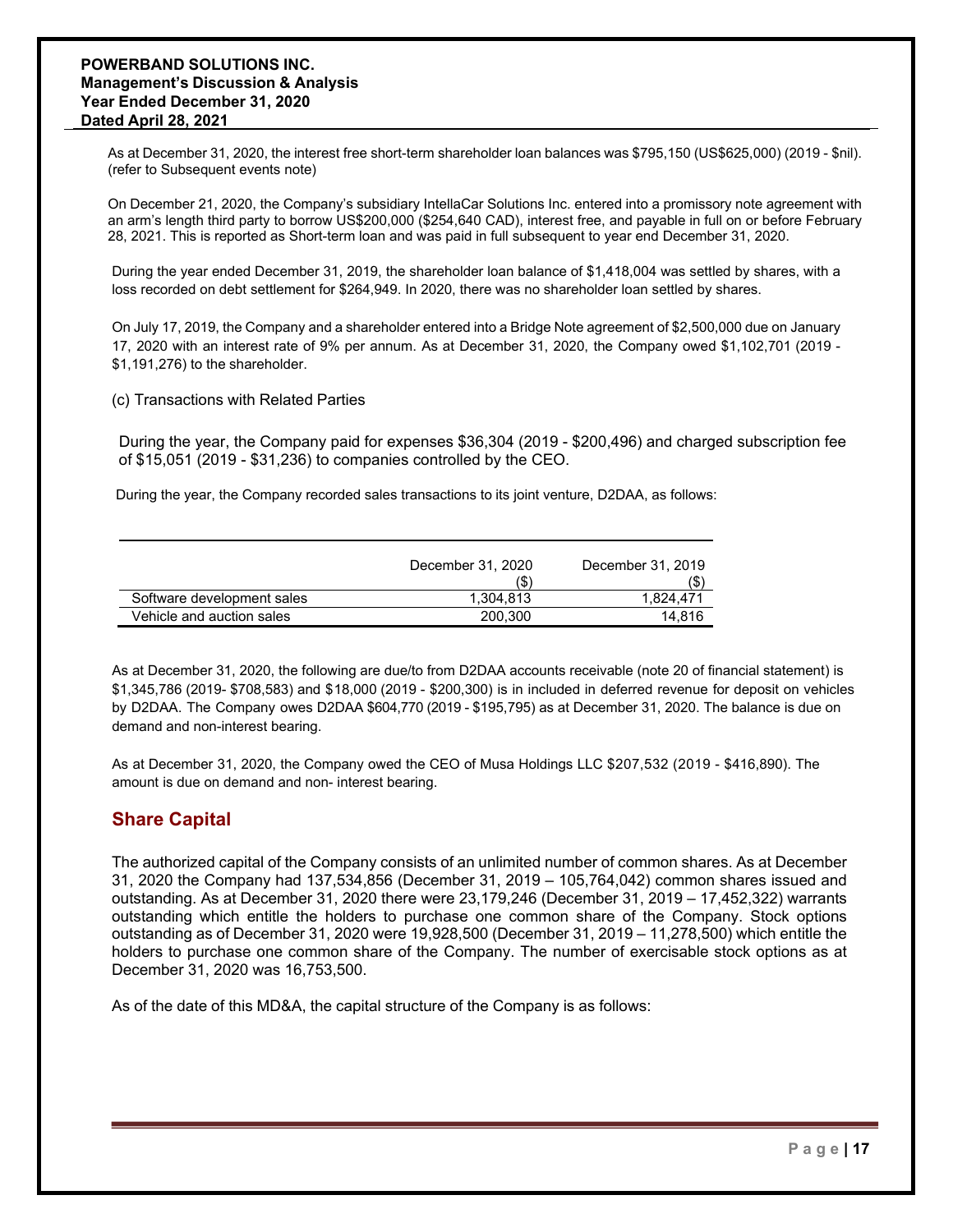As at December 31, 2020, the interest free short-term shareholder loan balances was $795,150 (US$625,000) (2019 - $nil). (refer to Subsequent events note)

On December 21, 2020, the Company's subsidiary IntellaCar Solutions Inc. entered into a promissory note agreement with an arm's length third party to borrow US$200,000 ($254,640 CAD), interest free, and payable in full on or before February 28, 2021. This is reported as Short-term loan and was paid in full subsequent to year end December 31, 2020.

During the year ended December 31, 2019, the shareholder loan balance of $1,418,004 was settled by shares, with a loss recorded on debt settlement for $264,949. In 2020, there was no shareholder loan settled by shares.

On July 17, 2019, the Company and a shareholder entered into a Bridge Note agreement of $2,500,000 due on January 17, 2020 with an interest rate of 9% per annum. As at December 31, 2020, the Company owed $1,102,701 (2019 - $1,191,276) to the shareholder.

(c) Transactions with Related Parties

During the year, the Company paid for expenses $36,304 (2019 - $200,496) and charged subscription fee of $15,051 (2019 - $31,236) to companies controlled by the CEO.

During the year, the Company recorded sales transactions to its joint venture, D2DAA, as follows:

| | December 31, 2020 ($) | December 31, 2019 ($) |
|---|---|---|
| Software development sales | 1,304,813 | 1,824,471 |
| Vehicle and auction sales | 200,300 | 14,816 |

As at December 31, 2020, the following are due/to from D2DAA accounts receivable (note 20 of financial statement) is $1,345,786 (2019- $708,583) and $18,000 (2019 - $200,300) is in included in deferred revenue for deposit on vehicles by D2DAA. The Company owes D2DAA $604,770 (2019 - $195,795) as at December 31, 2020. The balance is due on demand and non-interest bearing.

As at December 31, 2020, the Company owed the CEO of Musa Holdings LLC $207,532 (2019 - $416,890). The amount is due on demand and non- interest bearing.

## Share Capital

The authorized capital of the Company consists of an unlimited number of common shares. As at December 31, 2020 the Company had 137,534,856 (December 31, 2019 – 105,764,042) common shares issued and outstanding. As at December 31, 2020 there were 23,179,246 (December 31, 2019 – 17,452,322) warrants outstanding which entitle the holders to purchase one common share of the Company. Stock options outstanding as of December 31, 2020 were 19,928,500 (December 31, 2019 – 11,278,500) which entitle the holders to purchase one common share of the Company. The number of exercisable stock options as at December 31, 2020 was 16,753,500.

As of the date of this MD&A, the capital structure of the Company is as follows: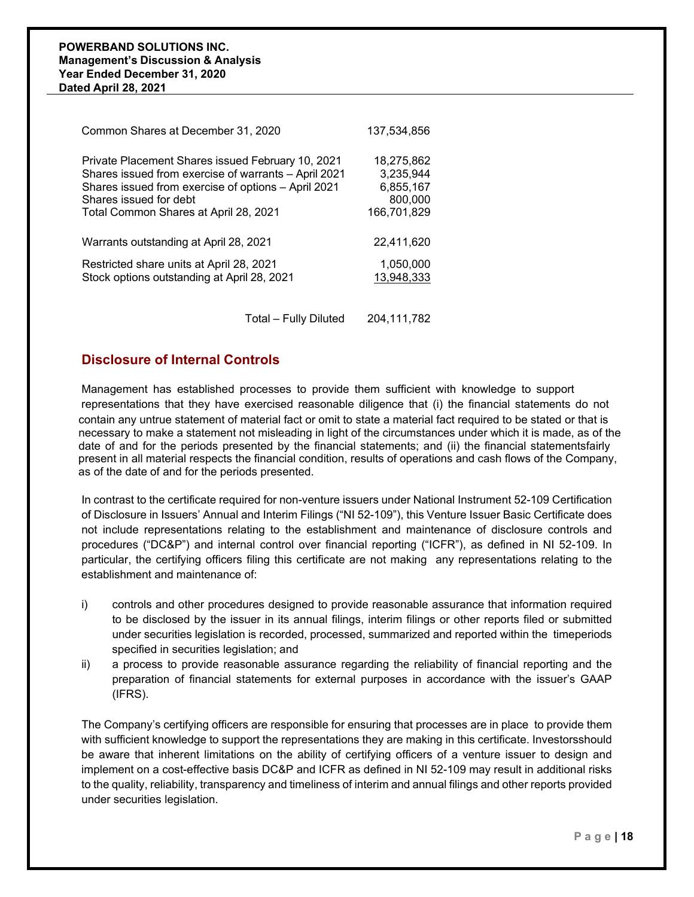| | |
|---|---|
| Common Shares at December 31, 2020 | 137,534,856 |
| | |
| Private Placement Shares issued February 10, 2021 | 18,275,862 |
| Shares issued from exercise of warrants – April 2021 | 3,235,944 |
| Shares issued from exercise of options – April 2021 | 6,855,167 |
| Shares issued for debt | 800,000 |
| Total Common Shares at April 28, 2021 | 166,701,829 |
| | |
| Warrants outstanding at April 28, 2021 | 22,411,620 |
| | |
| Restricted share units at April 28, 2021 | 1,050,000 |
| Stock options outstanding at April 28, 2021 | 13,948,333 |
| | |
| Total – Fully Diluted | 204,111,782 |

## Disclosure of Internal Controls

Management has established processes to provide them sufficient with knowledge to support representations that they have exercised reasonable diligence that (i) the financial statements do not contain any untrue statement of material fact or omit to state a material fact required to be stated or that is necessary to make a statement not misleading in light of the circumstances under which it is made, as of the date of and for the periods presented by the financial statements; and (ii) the financial statementsfairly present in all material respects the financial condition, results of operations and cash flows of the Company, as of the date of and for the periods presented.

In contrast to the certificate required for non-venture issuers under National Instrument 52-109 Certification of Disclosure in Issuers' Annual and Interim Filings ("NI 52-109"), this Venture Issuer Basic Certificate does not include representations relating to the establishment and maintenance of disclosure controls and procedures ("DC&P") and internal control over financial reporting ("ICFR"), as defined in NI 52-109. In particular, the certifying officers filing this certificate are not making any representations relating to the establishment and maintenance of:

i) controls and other procedures designed to provide reasonable assurance that information required to be disclosed by the issuer in its annual filings, interim filings or other reports filed or submitted under securities legislation is recorded, processed, summarized and reported within the timeperiods specified in securities legislation; and

ii) a process to provide reasonable assurance regarding the reliability of financial reporting and the preparation of financial statements for external purposes in accordance with the issuer's GAAP (IFRS).

The Company's certifying officers are responsible for ensuring that processes are in place to provide them with sufficient knowledge to support the representations they are making in this certificate. Investorsshould be aware that inherent limitations on the ability of certifying officers of a venture issuer to design and implement on a cost-effective basis DC&P and ICFR as defined in NI 52-109 may result in additional risks to the quality, reliability, transparency and timeliness of interim and annual filings and other reports provided under securities legislation.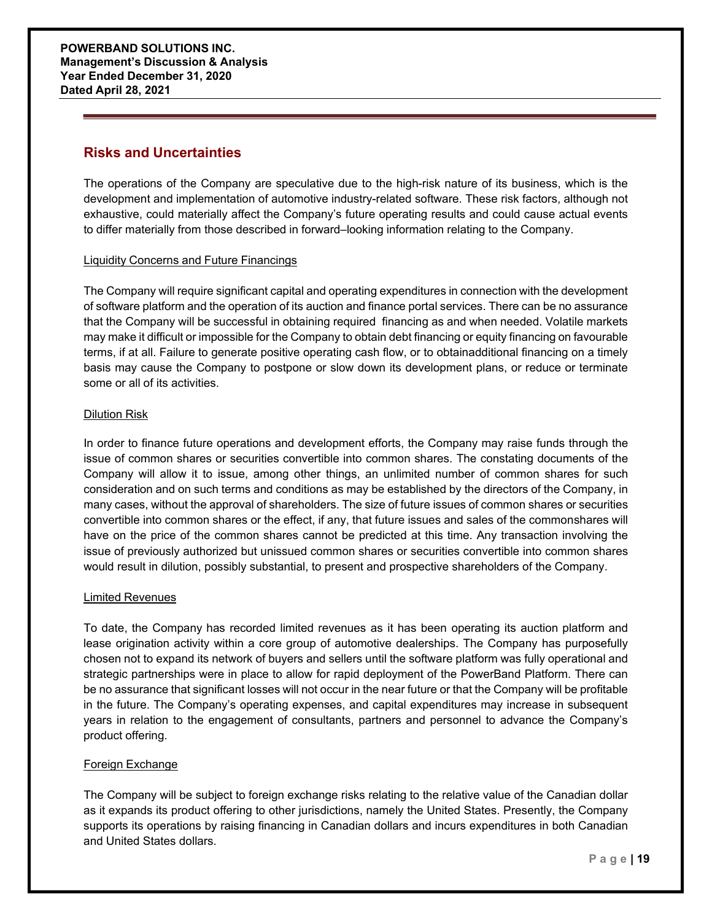## Risks and Uncertainties

The operations of the Company are speculative due to the high-risk nature of its business, which is the development and implementation of automotive industry-related software. These risk factors, although not exhaustive, could materially affect the Company's future operating results and could cause actual events to differ materially from those described in forward–looking information relating to the Company.

### Liquidity Concerns and Future Financings

The Company will require significant capital and operating expenditures in connection with the development of software platform and the operation of its auction and finance portal services. There can be no assurance that the Company will be successful in obtaining required financing as and when needed. Volatile markets may make it difficult or impossible for the Company to obtain debt financing or equity financing on favourable terms, if at all. Failure to generate positive operating cash flow, or to obtainadditional financing on a timely basis may cause the Company to postpone or slow down its development plans, or reduce or terminate some or all of its activities.

### Dilution Risk

In order to finance future operations and development efforts, the Company may raise funds through the issue of common shares or securities convertible into common shares. The constating documents of the Company will allow it to issue, among other things, an unlimited number of common shares for such consideration and on such terms and conditions as may be established by the directors of the Company, in many cases, without the approval of shareholders. The size of future issues of common shares or securities convertible into common shares or the effect, if any, that future issues and sales of the commonshares will have on the price of the common shares cannot be predicted at this time. Any transaction involving the issue of previously authorized but unissued common shares or securities convertible into common shares would result in dilution, possibly substantial, to present and prospective shareholders of the Company.

### Limited Revenues

To date, the Company has recorded limited revenues as it has been operating its auction platform and lease origination activity within a core group of automotive dealerships. The Company has purposefully chosen not to expand its network of buyers and sellers until the software platform was fully operational and strategic partnerships were in place to allow for rapid deployment of the PowerBand Platform. There can be no assurance that significant losses will not occur in the near future or that the Company will be profitable in the future. The Company's operating expenses, and capital expenditures may increase in subsequent years in relation to the engagement of consultants, partners and personnel to advance the Company's product offering.

### Foreign Exchange

The Company will be subject to foreign exchange risks relating to the relative value of the Canadian dollar as it expands its product offering to other jurisdictions, namely the United States. Presently, the Company supports its operations by raising financing in Canadian dollars and incurs expenditures in both Canadian and United States dollars.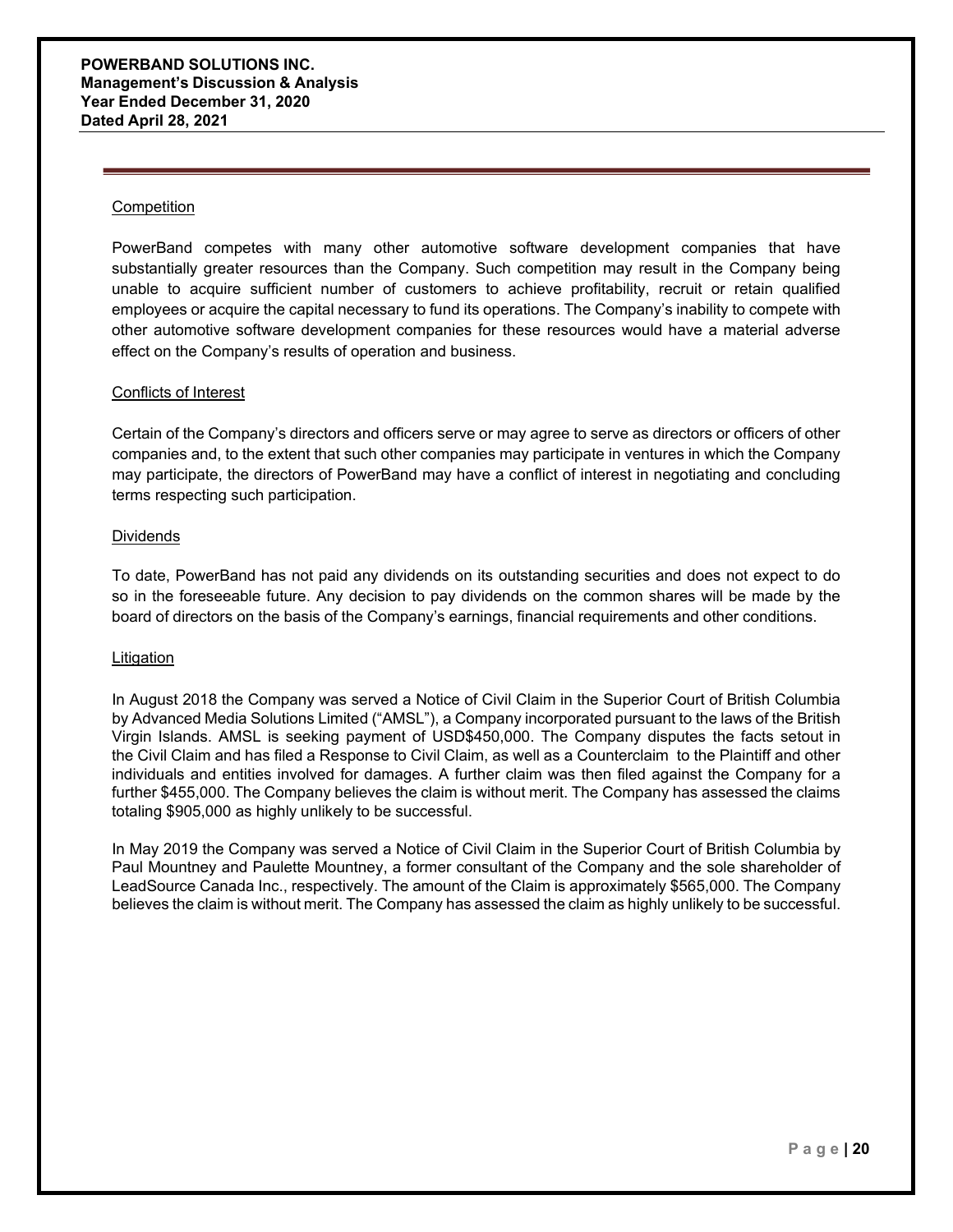#### Competition

PowerBand competes with many other automotive software development companies that have substantially greater resources than the Company. Such competition may result in the Company being unable to acquire sufficient number of customers to achieve profitability, recruit or retain qualified employees or acquire the capital necessary to fund its operations. The Company's inability to compete with other automotive software development companies for these resources would have a material adverse effect on the Company's results of operation and business.

#### Conflicts of Interest

Certain of the Company's directors and officers serve or may agree to serve as directors or officers of other companies and, to the extent that such other companies may participate in ventures in which the Company may participate, the directors of PowerBand may have a conflict of interest in negotiating and concluding terms respecting such participation.

#### Dividends

To date, PowerBand has not paid any dividends on its outstanding securities and does not expect to do so in the foreseeable future. Any decision to pay dividends on the common shares will be made by the board of directors on the basis of the Company's earnings, financial requirements and other conditions.

#### Litigation

In August 2018 the Company was served a Notice of Civil Claim in the Superior Court of British Columbia by Advanced Media Solutions Limited ("AMSL"), a Company incorporated pursuant to the laws of the British Virgin Islands. AMSL is seeking payment of USD$450,000. The Company disputes the facts setout in the Civil Claim and has filed a Response to Civil Claim, as well as a Counterclaim to the Plaintiff and other individuals and entities involved for damages. A further claim was then filed against the Company for a further $455,000. The Company believes the claim is without merit. The Company has assessed the claims totaling $905,000 as highly unlikely to be successful.

In May 2019 the Company was served a Notice of Civil Claim in the Superior Court of British Columbia by Paul Mountney and Paulette Mountney, a former consultant of the Company and the sole shareholder of LeadSource Canada Inc., respectively. The amount of the Claim is approximately $565,000. The Company believes the claim is without merit. The Company has assessed the claim as highly unlikely to be successful.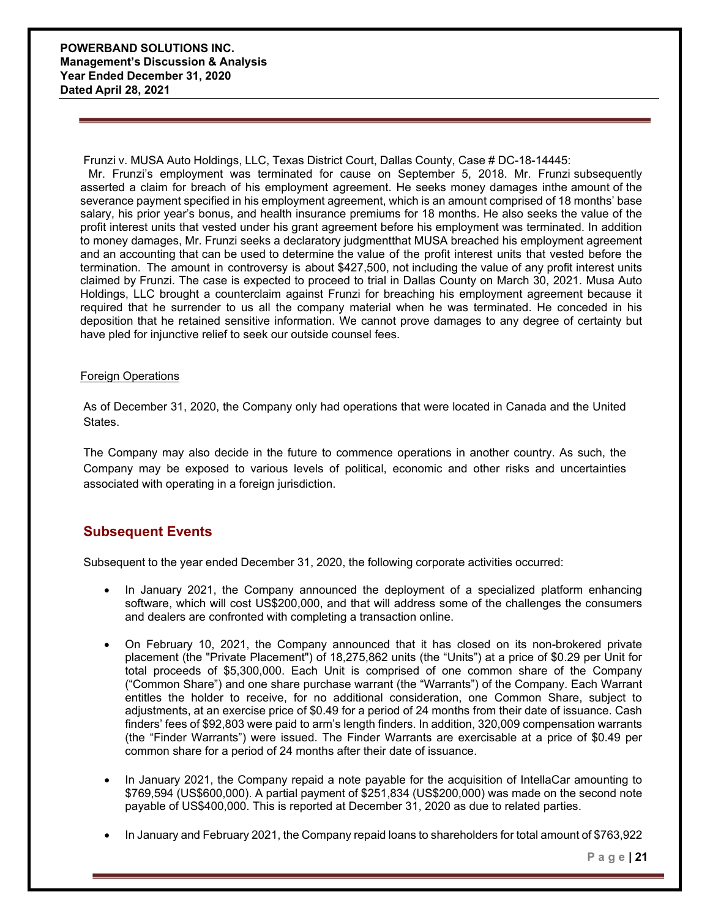Frunzi v. MUSA Auto Holdings, LLC, Texas District Court, Dallas County, Case # DC-18-14445:

Mr. Frunzi's employment was terminated for cause on September 5, 2018. Mr. Frunzi subsequently asserted a claim for breach of his employment agreement. He seeks money damages inthe amount of the severance payment specified in his employment agreement, which is an amount comprised of 18 months' base salary, his prior year's bonus, and health insurance premiums for 18 months. He also seeks the value of the profit interest units that vested under his grant agreement before his employment was terminated. In addition to money damages, Mr. Frunzi seeks a declaratory judgmentthat MUSA breached his employment agreement and an accounting that can be used to determine the value of the profit interest units that vested before the termination. The amount in controversy is about $427,500, not including the value of any profit interest units claimed by Frunzi. The case is expected to proceed to trial in Dallas County on March 30, 2021. Musa Auto Holdings, LLC brought a counterclaim against Frunzi for breaching his employment agreement because it required that he surrender to us all the company material when he was terminated. He conceded in his deposition that he retained sensitive information. We cannot prove damages to any degree of certainty but have pled for injunctive relief to seek our outside counsel fees.

Foreign Operations

As of December 31, 2020, the Company only had operations that were located in Canada and the United States.

The Company may also decide in the future to commence operations in another country. As such, the Company may be exposed to various levels of political, economic and other risks and uncertainties associated with operating in a foreign jurisdiction.

## Subsequent Events

Subsequent to the year ended December 31, 2020, the following corporate activities occurred:

- In January 2021, the Company announced the deployment of a specialized platform enhancing software, which will cost US$200,000, and that will address some of the challenges the consumers and dealers are confronted with completing a transaction online.
- On February 10, 2021, the Company announced that it has closed on its non-brokered private placement (the "Private Placement") of 18,275,862 units (the "Units") at a price of $0.29 per Unit for total proceeds of $5,300,000. Each Unit is comprised of one common share of the Company ("Common Share") and one share purchase warrant (the "Warrants") of the Company. Each Warrant entitles the holder to receive, for no additional consideration, one Common Share, subject to adjustments, at an exercise price of $0.49 for a period of 24 months from their date of issuance. Cash finders' fees of $92,803 were paid to arm's length finders. In addition, 320,009 compensation warrants (the "Finder Warrants") were issued. The Finder Warrants are exercisable at a price of $0.49 per common share for a period of 24 months after their date of issuance.
- In January 2021, the Company repaid a note payable for the acquisition of IntellaCar amounting to $769,594 (US$600,000). A partial payment of $251,834 (US$200,000) was made on the second note payable of US$400,000. This is reported at December 31, 2020 as due to related parties.
- In January and February 2021, the Company repaid loans to shareholders for total amount of $763,922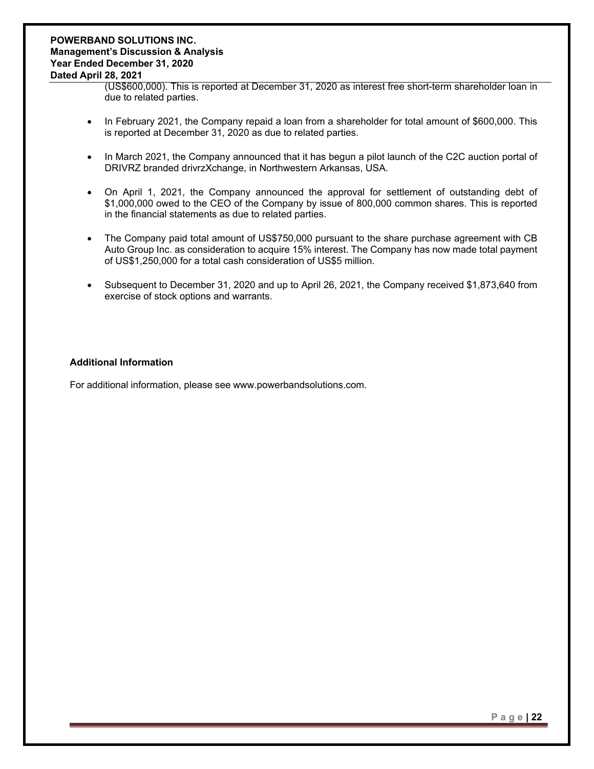(US$600,000). This is reported at December 31, 2020 as interest free short-term shareholder loan in due to related parties.

- In February 2021, the Company repaid a loan from a shareholder for total amount of $600,000. This is reported at December 31, 2020 as due to related parties.
- In March 2021, the Company announced that it has begun a pilot launch of the C2C auction portal of DRIVRZ branded drivrzXchange, in Northwestern Arkansas, USA.
- On April 1, 2021, the Company announced the approval for settlement of outstanding debt of $1,000,000 owed to the CEO of the Company by issue of 800,000 common shares. This is reported in the financial statements as due to related parties.
- The Company paid total amount of US$750,000 pursuant to the share purchase agreement with CB Auto Group Inc. as consideration to acquire 15% interest. The Company has now made total payment of US$1,250,000 for a total cash consideration of US$5 million.
- Subsequent to December 31, 2020 and up to April 26, 2021, the Company received $1,873,640 from exercise of stock options and warrants.

### Additional Information

For additional information, please see www.powerbandsolutions.com.